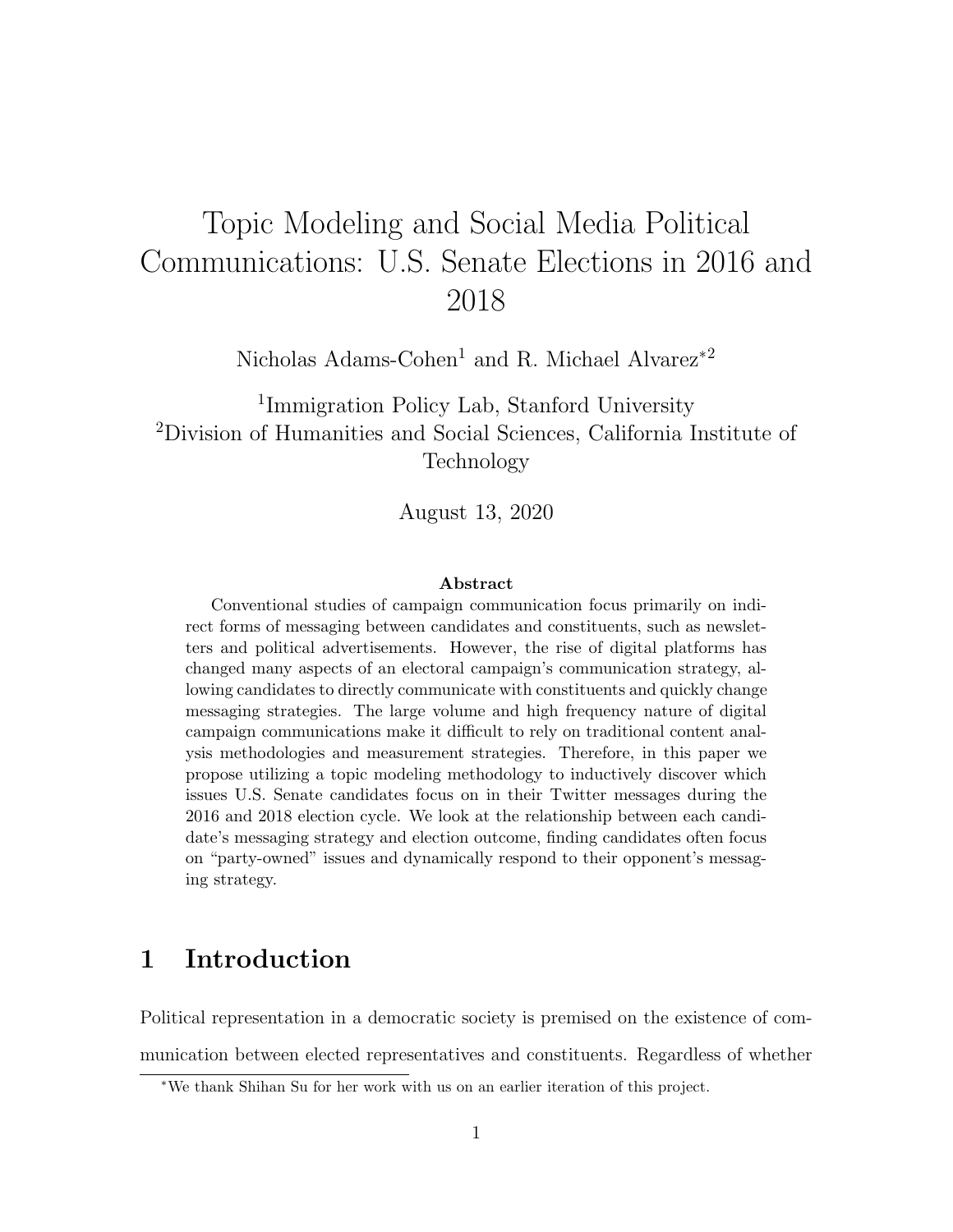# Topic Modeling and Social Media Political Communications: U.S. Senate Elections in 2016 and 2018

Nicholas Adams-Cohen[1] and R. Michael Alvarez*[2]

[1]Immigration Policy Lab, Stanford University
[2]Division of Humanities and Social Sciences, California Institute of Technology

August 13, 2020

**Abstract**

Conventional studies of campaign communication focus primarily on indirect forms of messaging between candidates and constituents, such as newsletters and political advertisements. However, the rise of digital platforms has changed many aspects of an electoral campaign's communication strategy, allowing candidates to directly communicate with constituents and quickly change messaging strategies. The large volume and high frequency nature of digital campaign communications make it difficult to rely on traditional content analysis methodologies and measurement strategies. Therefore, in this paper we propose utilizing a topic modeling methodology to inductively discover which issues U.S. Senate candidates focus on in their Twitter messages during the 2016 and 2018 election cycle. We look at the relationship between each candidate's messaging strategy and election outcome, finding candidates often focus on "party-owned" issues and dynamically respond to their opponent's messaging strategy.

## 1 Introduction

Political representation in a democratic society is premised on the existence of communication between elected representatives and constituents. Regardless of whether

*We thank Shihan Su for her work with us on an earlier iteration of this project.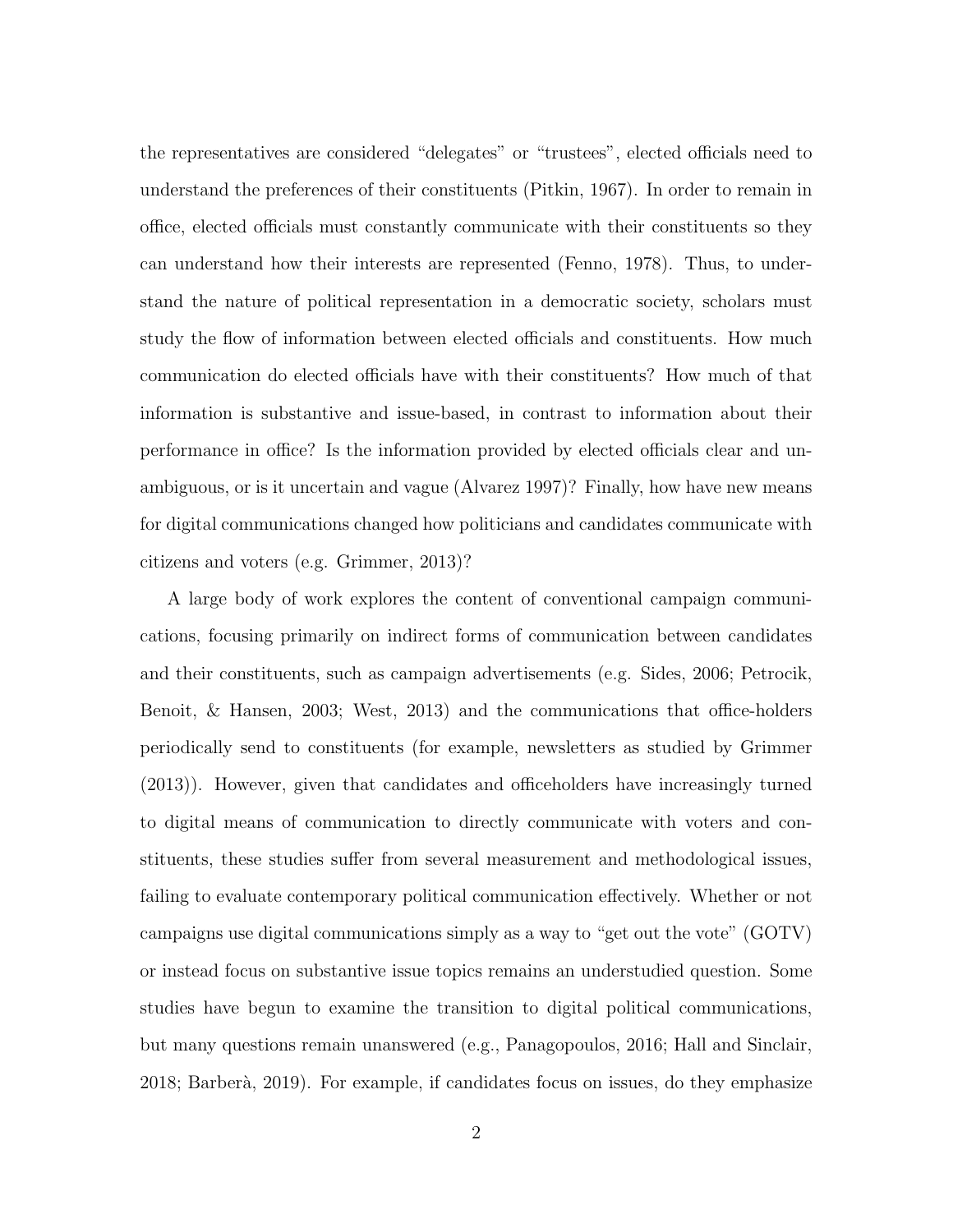the representatives are considered "delegates" or "trustees", elected officials need to understand the preferences of their constituents (Pitkin, 1967). In order to remain in office, elected officials must constantly communicate with their constituents so they can understand how their interests are represented (Fenno, 1978). Thus, to understand the nature of political representation in a democratic society, scholars must study the flow of information between elected officials and constituents. How much communication do elected officials have with their constituents? How much of that information is substantive and issue-based, in contrast to information about their performance in office? Is the information provided by elected officials clear and unambiguous, or is it uncertain and vague (Alvarez 1997)? Finally, how have new means for digital communications changed how politicians and candidates communicate with citizens and voters (e.g. Grimmer, 2013)?

A large body of work explores the content of conventional campaign communications, focusing primarily on indirect forms of communication between candidates and their constituents, such as campaign advertisements (e.g. Sides, 2006; Petrocik, Benoit, & Hansen, 2003; West, 2013) and the communications that office-holders periodically send to constituents (for example, newsletters as studied by Grimmer (2013)). However, given that candidates and officeholders have increasingly turned to digital means of communication to directly communicate with voters and constituents, these studies suffer from several measurement and methodological issues, failing to evaluate contemporary political communication effectively. Whether or not campaigns use digital communications simply as a way to "get out the vote" (GOTV) or instead focus on substantive issue topics remains an understudied question. Some studies have begun to examine the transition to digital political communications, but many questions remain unanswered (e.g., Panagopoulos, 2016; Hall and Sinclair, 2018; Barberà, 2019). For example, if candidates focus on issues, do they emphasize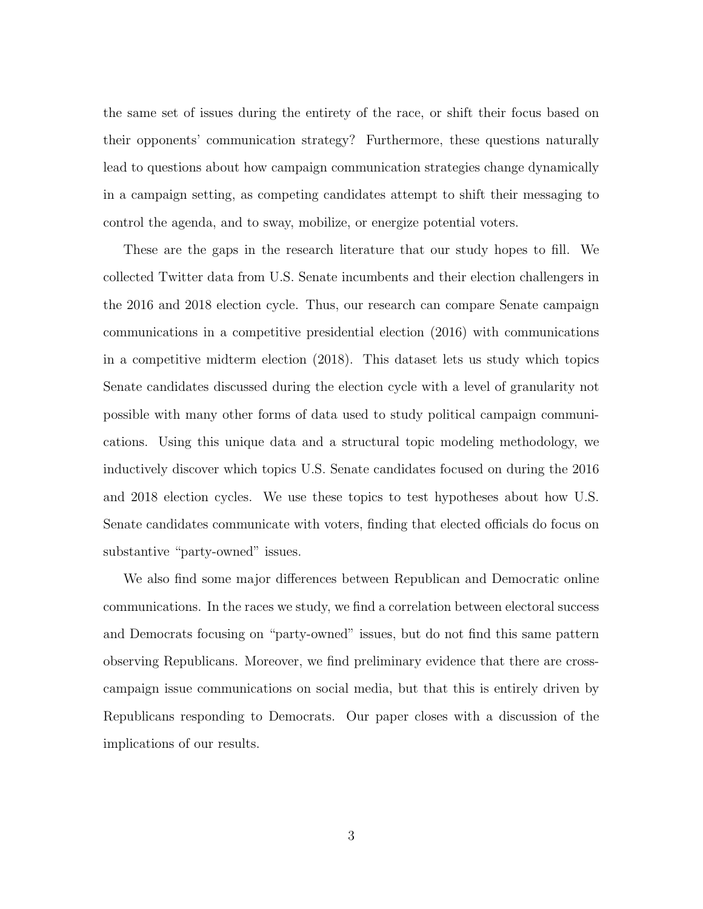the same set of issues during the entirety of the race, or shift their focus based on their opponents' communication strategy? Furthermore, these questions naturally lead to questions about how campaign communication strategies change dynamically in a campaign setting, as competing candidates attempt to shift their messaging to control the agenda, and to sway, mobilize, or energize potential voters.

These are the gaps in the research literature that our study hopes to fill. We collected Twitter data from U.S. Senate incumbents and their election challengers in the 2016 and 2018 election cycle. Thus, our research can compare Senate campaign communications in a competitive presidential election (2016) with communications in a competitive midterm election (2018). This dataset lets us study which topics Senate candidates discussed during the election cycle with a level of granularity not possible with many other forms of data used to study political campaign communications. Using this unique data and a structural topic modeling methodology, we inductively discover which topics U.S. Senate candidates focused on during the 2016 and 2018 election cycles. We use these topics to test hypotheses about how U.S. Senate candidates communicate with voters, finding that elected officials do focus on substantive "party-owned" issues.

We also find some major differences between Republican and Democratic online communications. In the races we study, we find a correlation between electoral success and Democrats focusing on "party-owned" issues, but do not find this same pattern observing Republicans. Moreover, we find preliminary evidence that there are cross-campaign issue communications on social media, but that this is entirely driven by Republicans responding to Democrats. Our paper closes with a discussion of the implications of our results.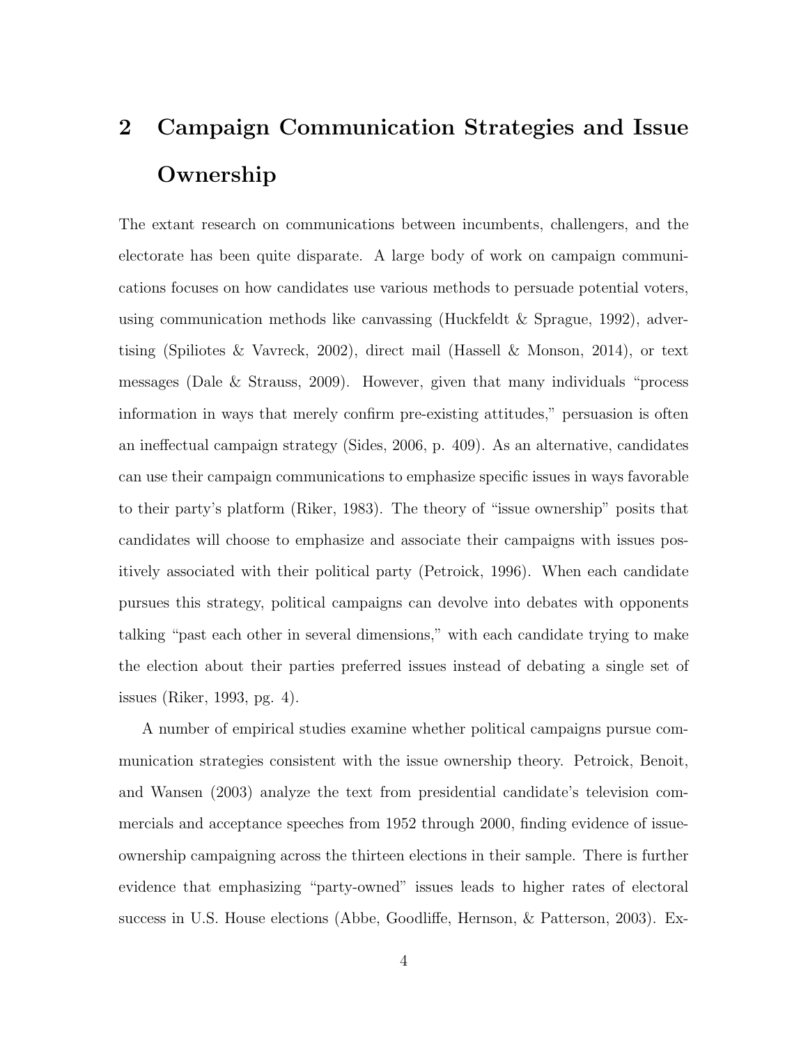# 2 Campaign Communication Strategies and Issue Ownership

The extant research on communications between incumbents, challengers, and the electorate has been quite disparate. A large body of work on campaign communications focuses on how candidates use various methods to persuade potential voters, using communication methods like canvassing (Huckfeldt & Sprague, 1992), advertising (Spiliotes & Vavreck, 2002), direct mail (Hassell & Monson, 2014), or text messages (Dale & Strauss, 2009). However, given that many individuals "process information in ways that merely confirm pre-existing attitudes," persuasion is often an ineffectual campaign strategy (Sides, 2006, p. 409). As an alternative, candidates can use their campaign communications to emphasize specific issues in ways favorable to their party's platform (Riker, 1983). The theory of "issue ownership" posits that candidates will choose to emphasize and associate their campaigns with issues positively associated with their political party (Petroick, 1996). When each candidate pursues this strategy, political campaigns can devolve into debates with opponents talking "past each other in several dimensions," with each candidate trying to make the election about their parties preferred issues instead of debating a single set of issues (Riker, 1993, pg. 4).

A number of empirical studies examine whether political campaigns pursue communication strategies consistent with the issue ownership theory. Petroick, Benoit, and Wansen (2003) analyze the text from presidential candidate's television commercials and acceptance speeches from 1952 through 2000, finding evidence of issue-ownership campaigning across the thirteen elections in their sample. There is further evidence that emphasizing "party-owned" issues leads to higher rates of electoral success in U.S. House elections (Abbe, Goodliffe, Hernson, & Patterson, 2003). Ex-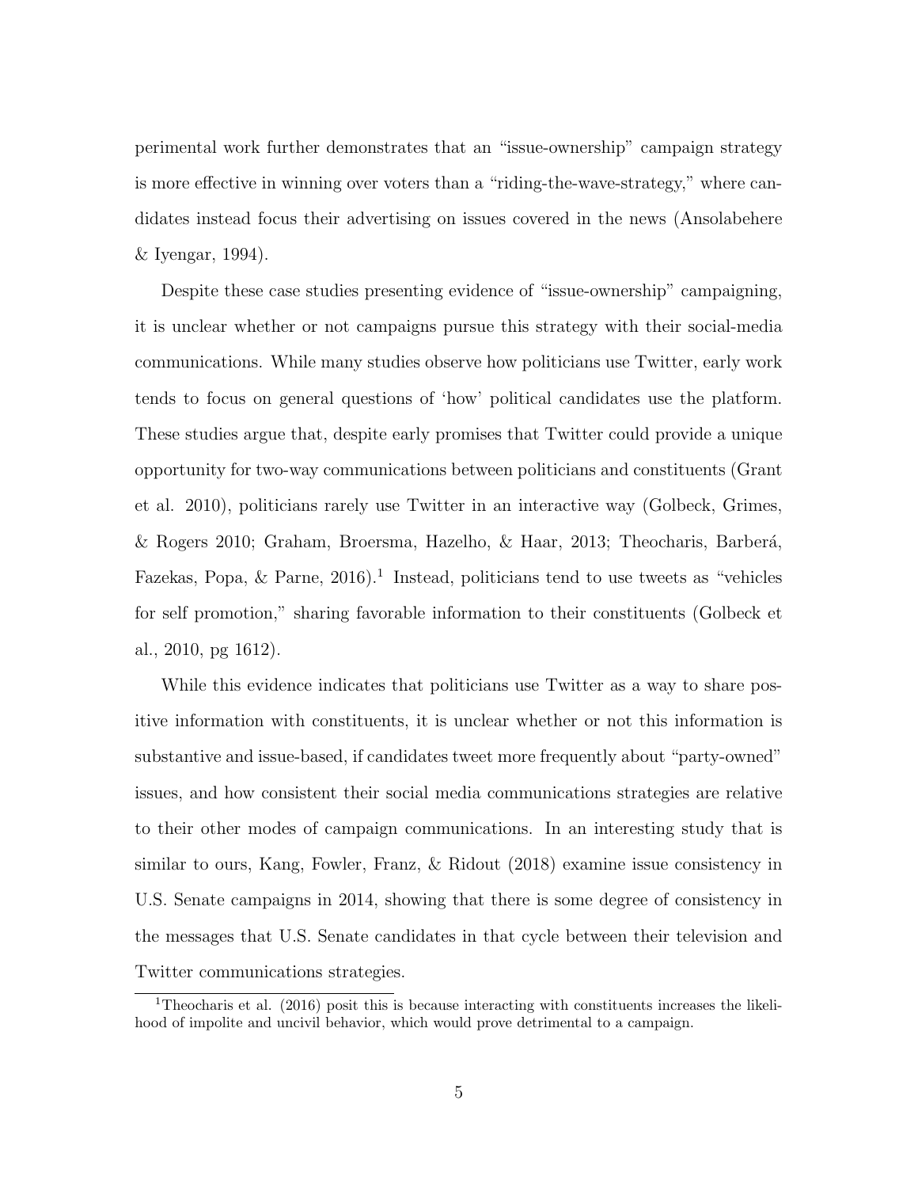perimental work further demonstrates that an "issue-ownership" campaign strategy is more effective in winning over voters than a "riding-the-wave-strategy," where candidates instead focus their advertising on issues covered in the news (Ansolabehere & Iyengar, 1994).

Despite these case studies presenting evidence of "issue-ownership" campaigning, it is unclear whether or not campaigns pursue this strategy with their social-media communications. While many studies observe how politicians use Twitter, early work tends to focus on general questions of 'how' political candidates use the platform. These studies argue that, despite early promises that Twitter could provide a unique opportunity for two-way communications between politicians and constituents (Grant et al. 2010), politicians rarely use Twitter in an interactive way (Golbeck, Grimes, & Rogers 2010; Graham, Broersma, Hazelho, & Haar, 2013; Theocharis, Barberá, Fazekas, Popa, & Parne, 2016).[1] Instead, politicians tend to use tweets as "vehicles for self promotion," sharing favorable information to their constituents (Golbeck et al., 2010, pg 1612).

While this evidence indicates that politicians use Twitter as a way to share positive information with constituents, it is unclear whether or not this information is substantive and issue-based, if candidates tweet more frequently about "party-owned" issues, and how consistent their social media communications strategies are relative to their other modes of campaign communications. In an interesting study that is similar to ours, Kang, Fowler, Franz, & Ridout (2018) examine issue consistency in U.S. Senate campaigns in 2014, showing that there is some degree of consistency in the messages that U.S. Senate candidates in that cycle between their television and Twitter communications strategies.

[1] Theocharis et al. (2016) posit this is because interacting with constituents increases the likelihood of impolite and uncivil behavior, which would prove detrimental to a campaign.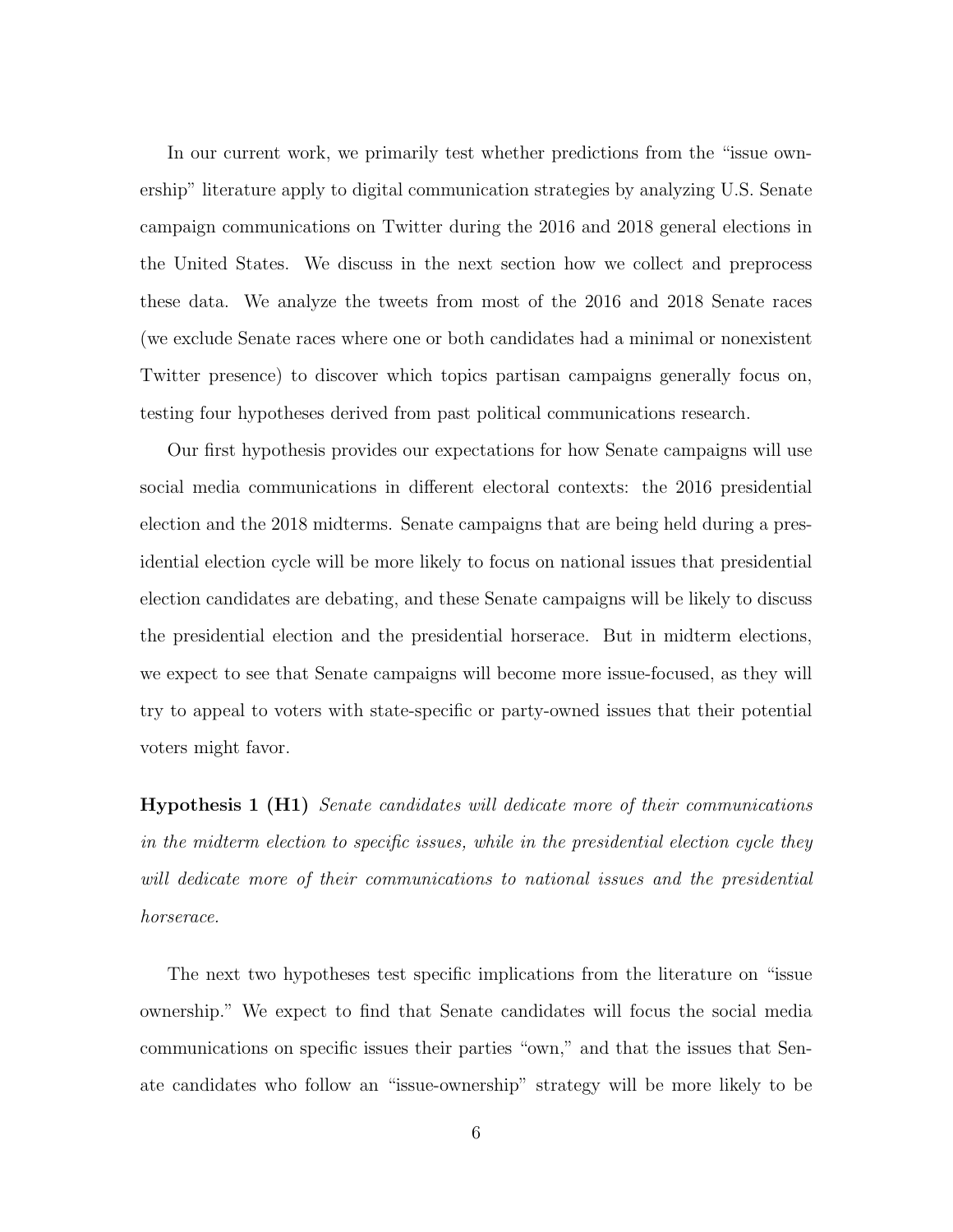In our current work, we primarily test whether predictions from the "issue ownership" literature apply to digital communication strategies by analyzing U.S. Senate campaign communications on Twitter during the 2016 and 2018 general elections in the United States. We discuss in the next section how we collect and preprocess these data. We analyze the tweets from most of the 2016 and 2018 Senate races (we exclude Senate races where one or both candidates had a minimal or nonexistent Twitter presence) to discover which topics partisan campaigns generally focus on, testing four hypotheses derived from past political communications research.

Our first hypothesis provides our expectations for how Senate campaigns will use social media communications in different electoral contexts: the 2016 presidential election and the 2018 midterms. Senate campaigns that are being held during a presidential election cycle will be more likely to focus on national issues that presidential election candidates are debating, and these Senate campaigns will be likely to discuss the presidential election and the presidential horserace. But in midterm elections, we expect to see that Senate campaigns will become more issue-focused, as they will try to appeal to voters with state-specific or party-owned issues that their potential voters might favor.

**Hypothesis 1 (H1)** *Senate candidates will dedicate more of their communications in the midterm election to specific issues, while in the presidential election cycle they will dedicate more of their communications to national issues and the presidential horserace.*

The next two hypotheses test specific implications from the literature on "issue ownership." We expect to find that Senate candidates will focus the social media communications on specific issues their parties "own," and that the issues that Senate candidates who follow an "issue-ownership" strategy will be more likely to be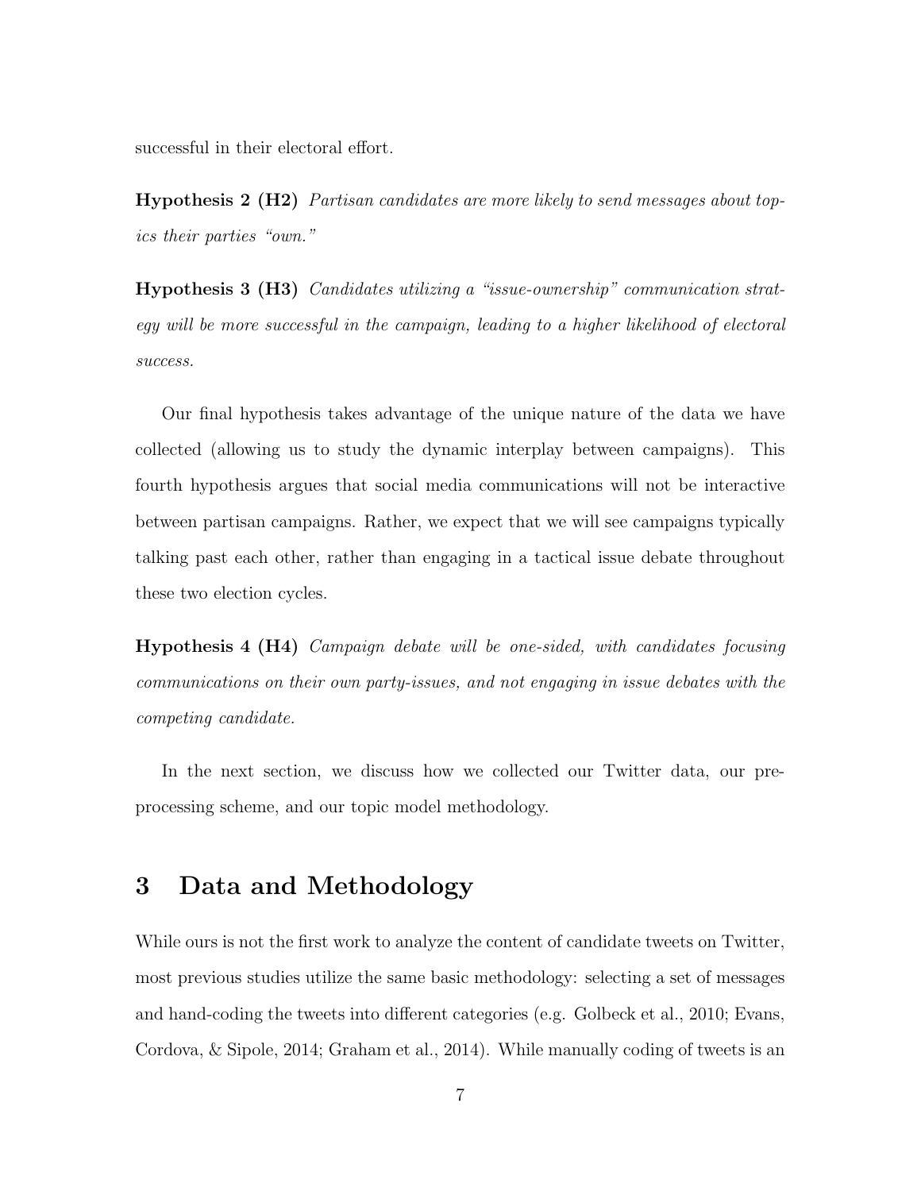successful in their electoral effort.

**Hypothesis 2 (H2)** *Partisan candidates are more likely to send messages about topics their parties "own."*

**Hypothesis 3 (H3)** *Candidates utilizing a "issue-ownership" communication strategy will be more successful in the campaign, leading to a higher likelihood of electoral success.*

Our final hypothesis takes advantage of the unique nature of the data we have collected (allowing us to study the dynamic interplay between campaigns). This fourth hypothesis argues that social media communications will not be interactive between partisan campaigns. Rather, we expect that we will see campaigns typically talking past each other, rather than engaging in a tactical issue debate throughout these two election cycles.

**Hypothesis 4 (H4)** *Campaign debate will be one-sided, with candidates focusing communications on their own party-issues, and not engaging in issue debates with the competing candidate.*

In the next section, we discuss how we collected our Twitter data, our preprocessing scheme, and our topic model methodology.

# 3 Data and Methodology

While ours is not the first work to analyze the content of candidate tweets on Twitter, most previous studies utilize the same basic methodology: selecting a set of messages and hand-coding the tweets into different categories (e.g. Golbeck et al., 2010; Evans, Cordova, & Sipole, 2014; Graham et al., 2014). While manually coding of tweets is an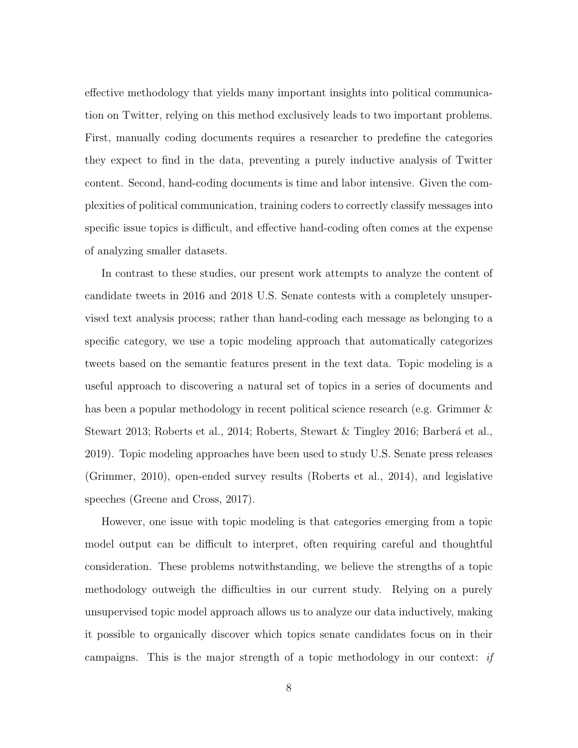effective methodology that yields many important insights into political communication on Twitter, relying on this method exclusively leads to two important problems. First, manually coding documents requires a researcher to predefine the categories they expect to find in the data, preventing a purely inductive analysis of Twitter content. Second, hand-coding documents is time and labor intensive. Given the complexities of political communication, training coders to correctly classify messages into specific issue topics is difficult, and effective hand-coding often comes at the expense of analyzing smaller datasets.

In contrast to these studies, our present work attempts to analyze the content of candidate tweets in 2016 and 2018 U.S. Senate contests with a completely unsupervised text analysis process; rather than hand-coding each message as belonging to a specific category, we use a topic modeling approach that automatically categorizes tweets based on the semantic features present in the text data. Topic modeling is a useful approach to discovering a natural set of topics in a series of documents and has been a popular methodology in recent political science research (e.g. Grimmer & Stewart 2013; Roberts et al., 2014; Roberts, Stewart & Tingley 2016; Barberá et al., 2019). Topic modeling approaches have been used to study U.S. Senate press releases (Grimmer, 2010), open-ended survey results (Roberts et al., 2014), and legislative speeches (Greene and Cross, 2017).

However, one issue with topic modeling is that categories emerging from a topic model output can be difficult to interpret, often requiring careful and thoughtful consideration. These problems notwithstanding, we believe the strengths of a topic methodology outweigh the difficulties in our current study. Relying on a purely unsupervised topic model approach allows us to analyze our data inductively, making it possible to organically discover which topics senate candidates focus on in their campaigns. This is the major strength of a topic methodology in our context: *if*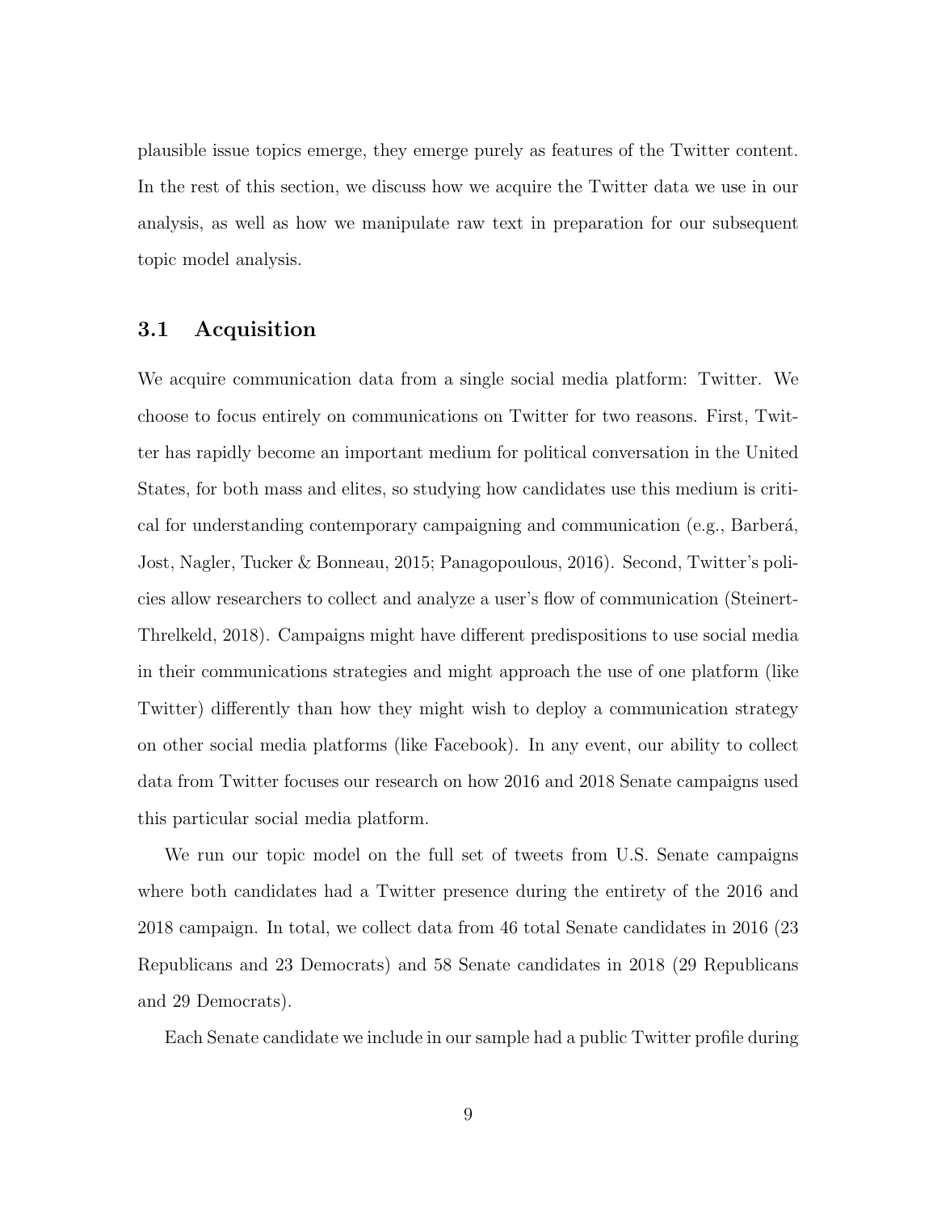plausible issue topics emerge, they emerge purely as features of the Twitter content. In the rest of this section, we discuss how we acquire the Twitter data we use in our analysis, as well as how we manipulate raw text in preparation for our subsequent topic model analysis.

### 3.1 Acquisition

We acquire communication data from a single social media platform: Twitter. We choose to focus entirely on communications on Twitter for two reasons. First, Twitter has rapidly become an important medium for political conversation in the United States, for both mass and elites, so studying how candidates use this medium is critical for understanding contemporary campaigning and communication (e.g., Barberá, Jost, Nagler, Tucker & Bonneau, 2015; Panagopoulous, 2016). Second, Twitter's policies allow researchers to collect and analyze a user's flow of communication (Steinert-Threlkeld, 2018). Campaigns might have different predispositions to use social media in their communications strategies and might approach the use of one platform (like Twitter) differently than how they might wish to deploy a communication strategy on other social media platforms (like Facebook). In any event, our ability to collect data from Twitter focuses our research on how 2016 and 2018 Senate campaigns used this particular social media platform.

We run our topic model on the full set of tweets from U.S. Senate campaigns where both candidates had a Twitter presence during the entirety of the 2016 and 2018 campaign. In total, we collect data from 46 total Senate candidates in 2016 (23 Republicans and 23 Democrats) and 58 Senate candidates in 2018 (29 Republicans and 29 Democrats).

Each Senate candidate we include in our sample had a public Twitter profile during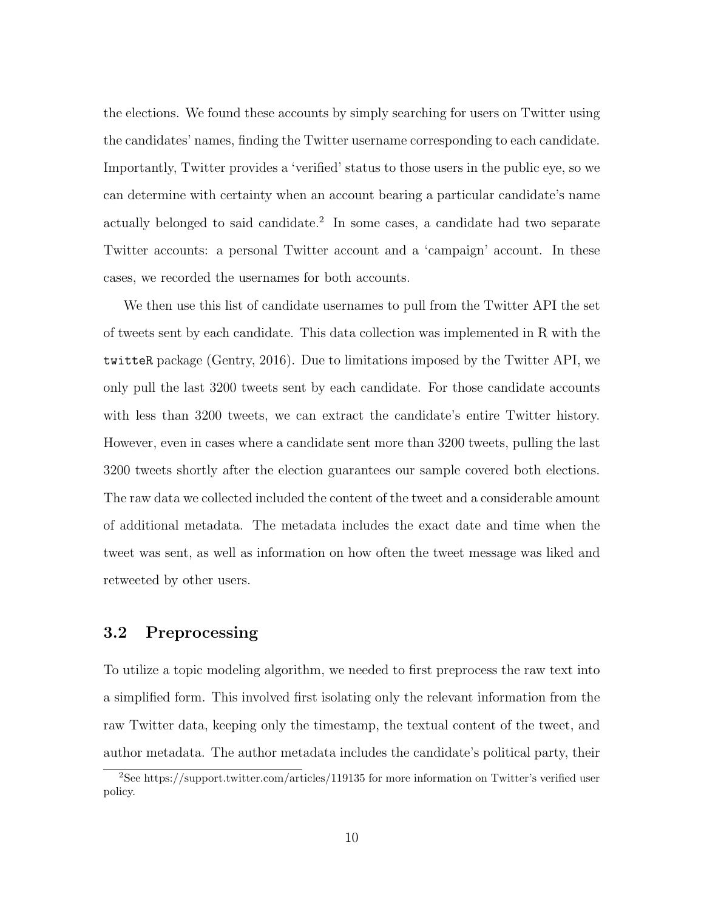the elections. We found these accounts by simply searching for users on Twitter using the candidates' names, finding the Twitter username corresponding to each candidate. Importantly, Twitter provides a 'verified' status to those users in the public eye, so we can determine with certainty when an account bearing a particular candidate's name actually belonged to said candidate.[2] In some cases, a candidate had two separate Twitter accounts: a personal Twitter account and a 'campaign' account. In these cases, we recorded the usernames for both accounts.

We then use this list of candidate usernames to pull from the Twitter API the set of tweets sent by each candidate. This data collection was implemented in R with the `twitteR` package (Gentry, 2016). Due to limitations imposed by the Twitter API, we only pull the last 3200 tweets sent by each candidate. For those candidate accounts with less than 3200 tweets, we can extract the candidate's entire Twitter history. However, even in cases where a candidate sent more than 3200 tweets, pulling the last 3200 tweets shortly after the election guarantees our sample covered both elections. The raw data we collected included the content of the tweet and a considerable amount of additional metadata. The metadata includes the exact date and time when the tweet was sent, as well as information on how often the tweet message was liked and retweeted by other users.

## 3.2 Preprocessing

To utilize a topic modeling algorithm, we needed to first preprocess the raw text into a simplified form. This involved first isolating only the relevant information from the raw Twitter data, keeping only the timestamp, the textual content of the tweet, and author metadata. The author metadata includes the candidate's political party, their

---

[2] See https://support.twitter.com/articles/119135 for more information on Twitter's verified user policy.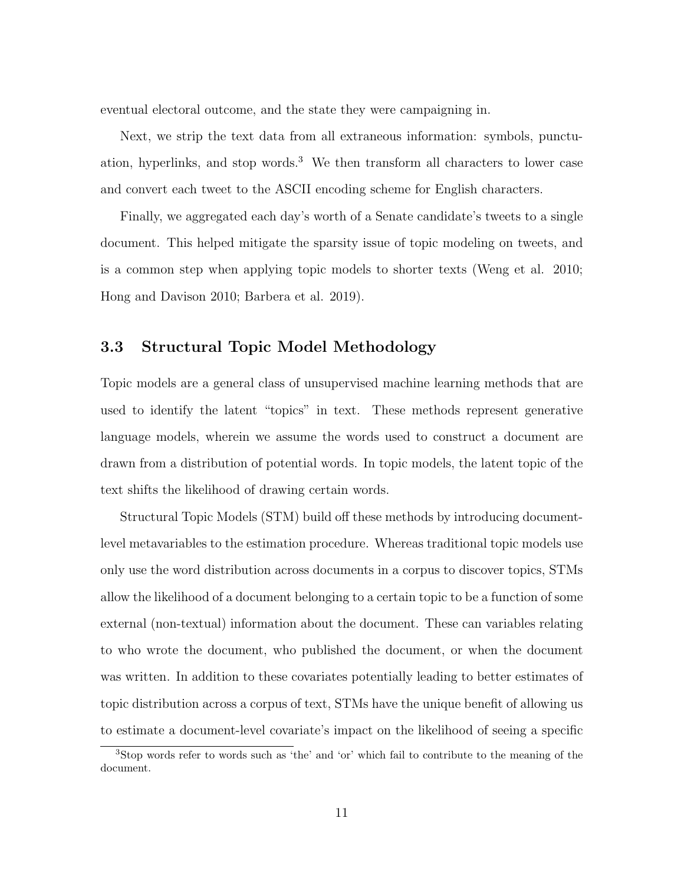eventual electoral outcome, and the state they were campaigning in.

Next, we strip the text data from all extraneous information: symbols, punctuation, hyperlinks, and stop words.[3] We then transform all characters to lower case and convert each tweet to the ASCII encoding scheme for English characters.

Finally, we aggregated each day's worth of a Senate candidate's tweets to a single document. This helped mitigate the sparsity issue of topic modeling on tweets, and is a common step when applying topic models to shorter texts (Weng et al. 2010; Hong and Davison 2010; Barbera et al. 2019).

### 3.3 Structural Topic Model Methodology

Topic models are a general class of unsupervised machine learning methods that are used to identify the latent "topics" in text. These methods represent generative language models, wherein we assume the words used to construct a document are drawn from a distribution of potential words. In topic models, the latent topic of the text shifts the likelihood of drawing certain words.

Structural Topic Models (STM) build off these methods by introducing document-level metavariables to the estimation procedure. Whereas traditional topic models use only use the word distribution across documents in a corpus to discover topics, STMs allow the likelihood of a document belonging to a certain topic to be a function of some external (non-textual) information about the document. These can variables relating to who wrote the document, who published the document, or when the document was written. In addition to these covariates potentially leading to better estimates of topic distribution across a corpus of text, STMs have the unique benefit of allowing us to estimate a document-level covariate's impact on the likelihood of seeing a specific

[3] Stop words refer to words such as 'the' and 'or' which fail to contribute to the meaning of the document.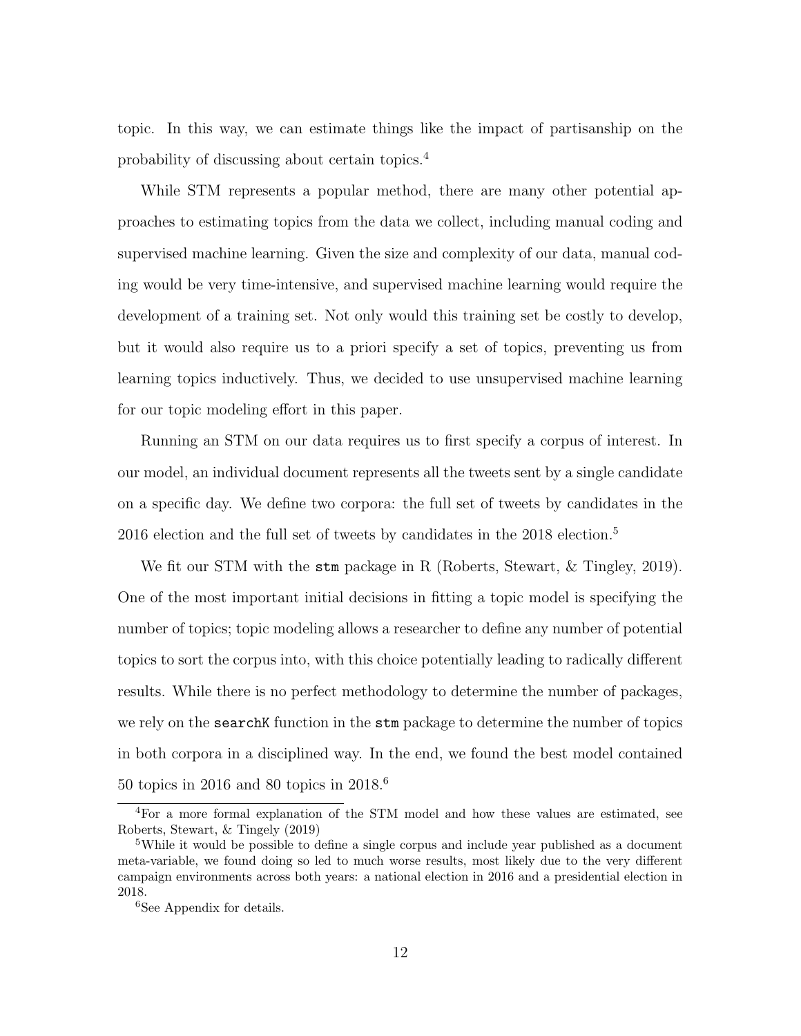topic. In this way, we can estimate things like the impact of partisanship on the probability of discussing about certain topics.[4]

While STM represents a popular method, there are many other potential approaches to estimating topics from the data we collect, including manual coding and supervised machine learning. Given the size and complexity of our data, manual coding would be very time-intensive, and supervised machine learning would require the development of a training set. Not only would this training set be costly to develop, but it would also require us to a priori specify a set of topics, preventing us from learning topics inductively. Thus, we decided to use unsupervised machine learning for our topic modeling effort in this paper.

Running an STM on our data requires us to first specify a corpus of interest. In our model, an individual document represents all the tweets sent by a single candidate on a specific day. We define two corpora: the full set of tweets by candidates in the 2016 election and the full set of tweets by candidates in the 2018 election.[5]

We fit our STM with the `stm` package in R (Roberts, Stewart, & Tingley, 2019). One of the most important initial decisions in fitting a topic model is specifying the number of topics; topic modeling allows a researcher to define any number of potential topics to sort the corpus into, with this choice potentially leading to radically different results. While there is no perfect methodology to determine the number of packages, we rely on the `searchK` function in the `stm` package to determine the number of topics in both corpora in a disciplined way. In the end, we found the best model contained 50 topics in 2016 and 80 topics in 2018.[6]

[4] For a more formal explanation of the STM model and how these values are estimated, see Roberts, Stewart, & Tingely (2019)

[5] While it would be possible to define a single corpus and include year published as a document meta-variable, we found doing so led to much worse results, most likely due to the very different campaign environments across both years: a national election in 2016 and a presidential election in 2018.

[6] See Appendix for details.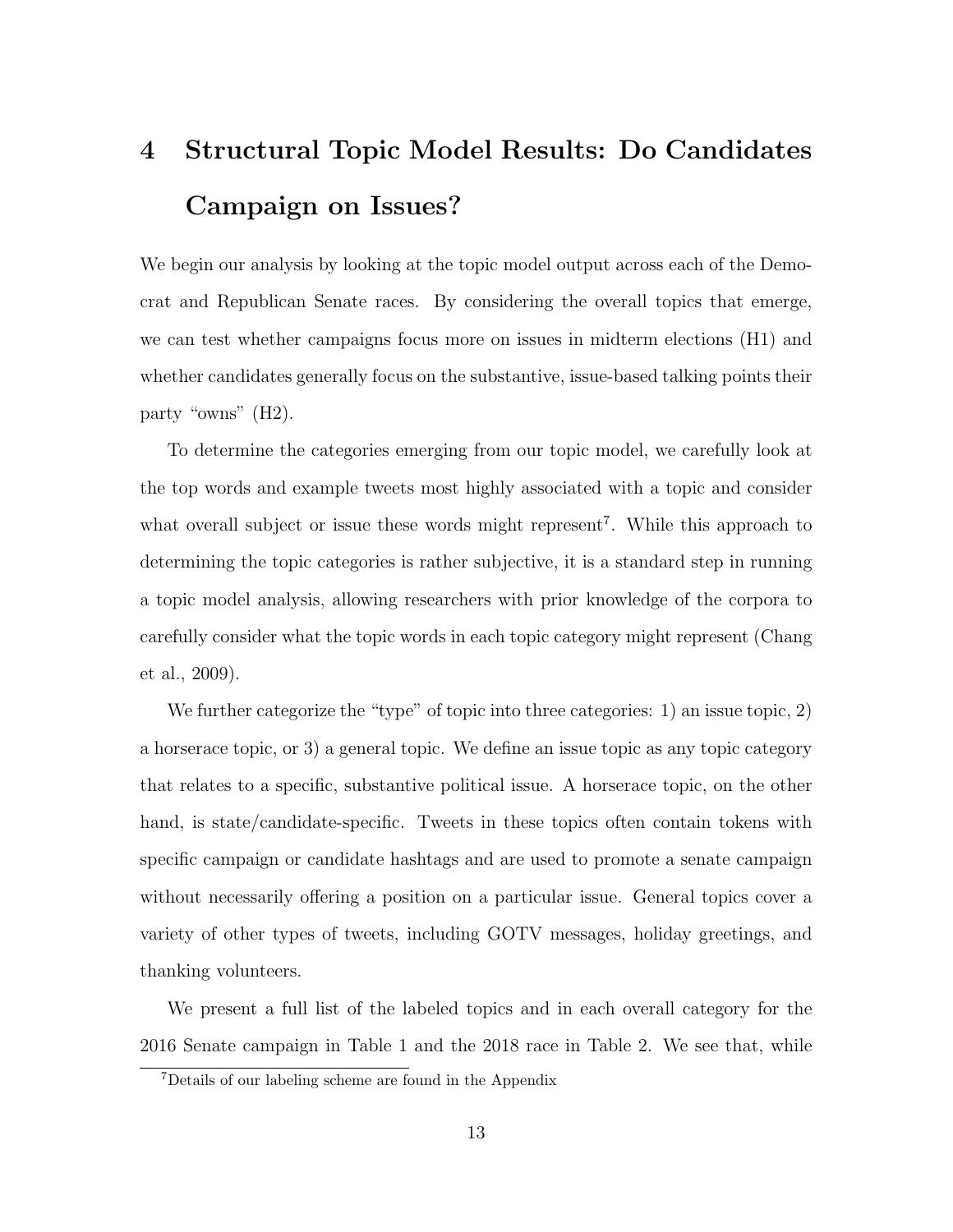# 4 Structural Topic Model Results: Do Candidates Campaign on Issues?

We begin our analysis by looking at the topic model output across each of the Democrat and Republican Senate races. By considering the overall topics that emerge, we can test whether campaigns focus more on issues in midterm elections (H1) and whether candidates generally focus on the substantive, issue-based talking points their party "owns" (H2).

To determine the categories emerging from our topic model, we carefully look at the top words and example tweets most highly associated with a topic and consider what overall subject or issue these words might represent[7]. While this approach to determining the topic categories is rather subjective, it is a standard step in running a topic model analysis, allowing researchers with prior knowledge of the corpora to carefully consider what the topic words in each topic category might represent (Chang et al., 2009).

We further categorize the "type" of topic into three categories: 1) an issue topic, 2) a horserace topic, or 3) a general topic. We define an issue topic as any topic category that relates to a specific, substantive political issue. A horserace topic, on the other hand, is state/candidate-specific. Tweets in these topics often contain tokens with specific campaign or candidate hashtags and are used to promote a senate campaign without necessarily offering a position on a particular issue. General topics cover a variety of other types of tweets, including GOTV messages, holiday greetings, and thanking volunteers.

We present a full list of the labeled topics and in each overall category for the 2016 Senate campaign in Table 1 and the 2018 race in Table 2. We see that, while

[7] Details of our labeling scheme are found in the Appendix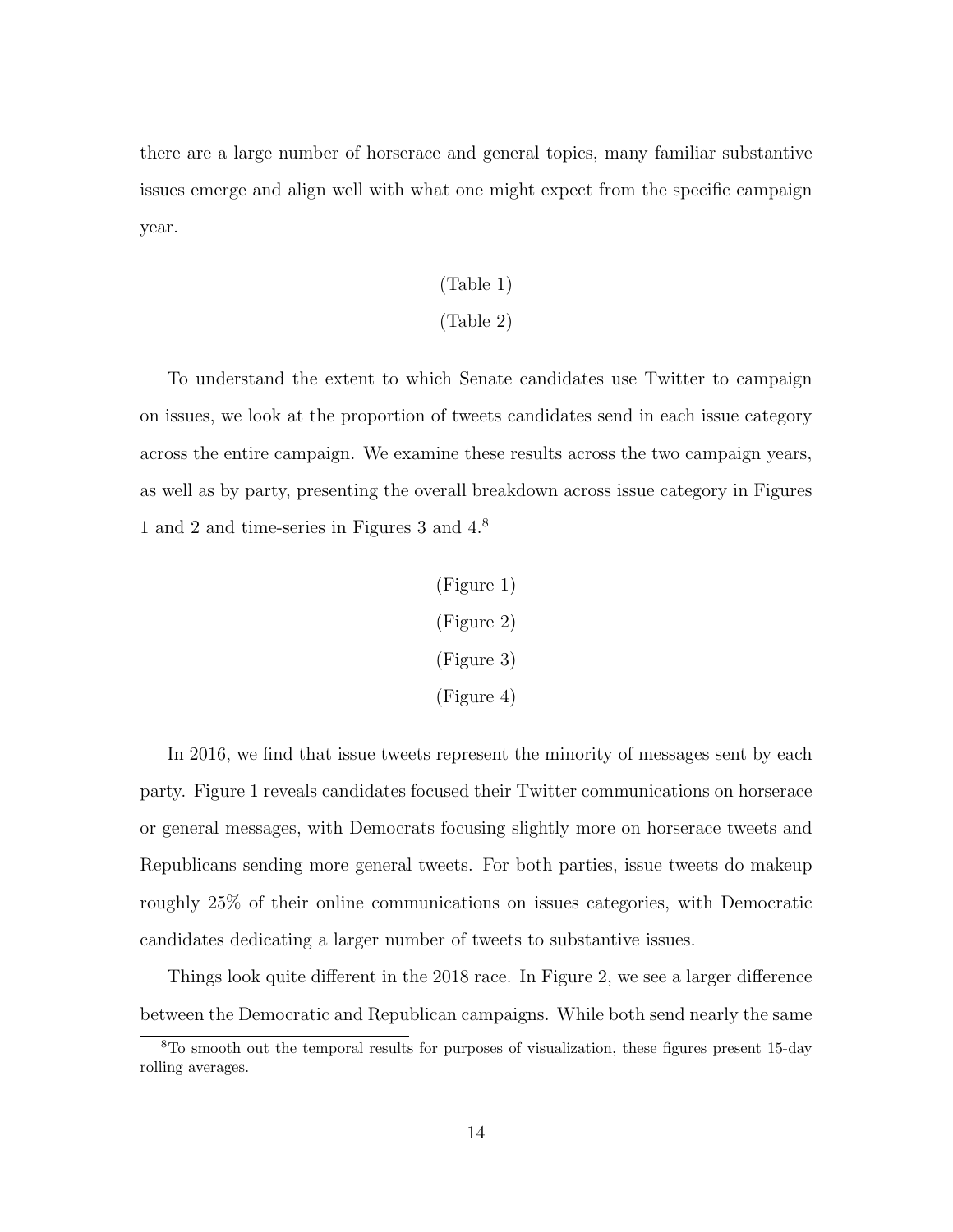there are a large number of horserace and general topics, many familiar substantive issues emerge and align well with what one might expect from the specific campaign year.

(Table 1)

(Table 2)

To understand the extent to which Senate candidates use Twitter to campaign on issues, we look at the proportion of tweets candidates send in each issue category across the entire campaign. We examine these results across the two campaign years, as well as by party, presenting the overall breakdown across issue category in Figures 1 and 2 and time-series in Figures 3 and 4.[8]

(Figure 1)

(Figure 2)

(Figure 3)

(Figure 4)

In 2016, we find that issue tweets represent the minority of messages sent by each party. Figure 1 reveals candidates focused their Twitter communications on horserace or general messages, with Democrats focusing slightly more on horserace tweets and Republicans sending more general tweets. For both parties, issue tweets do makeup roughly 25% of their online communications on issues categories, with Democratic candidates dedicating a larger number of tweets to substantive issues.

Things look quite different in the 2018 race. In Figure 2, we see a larger difference between the Democratic and Republican campaigns. While both send nearly the same

[8]To smooth out the temporal results for purposes of visualization, these figures present 15-day rolling averages.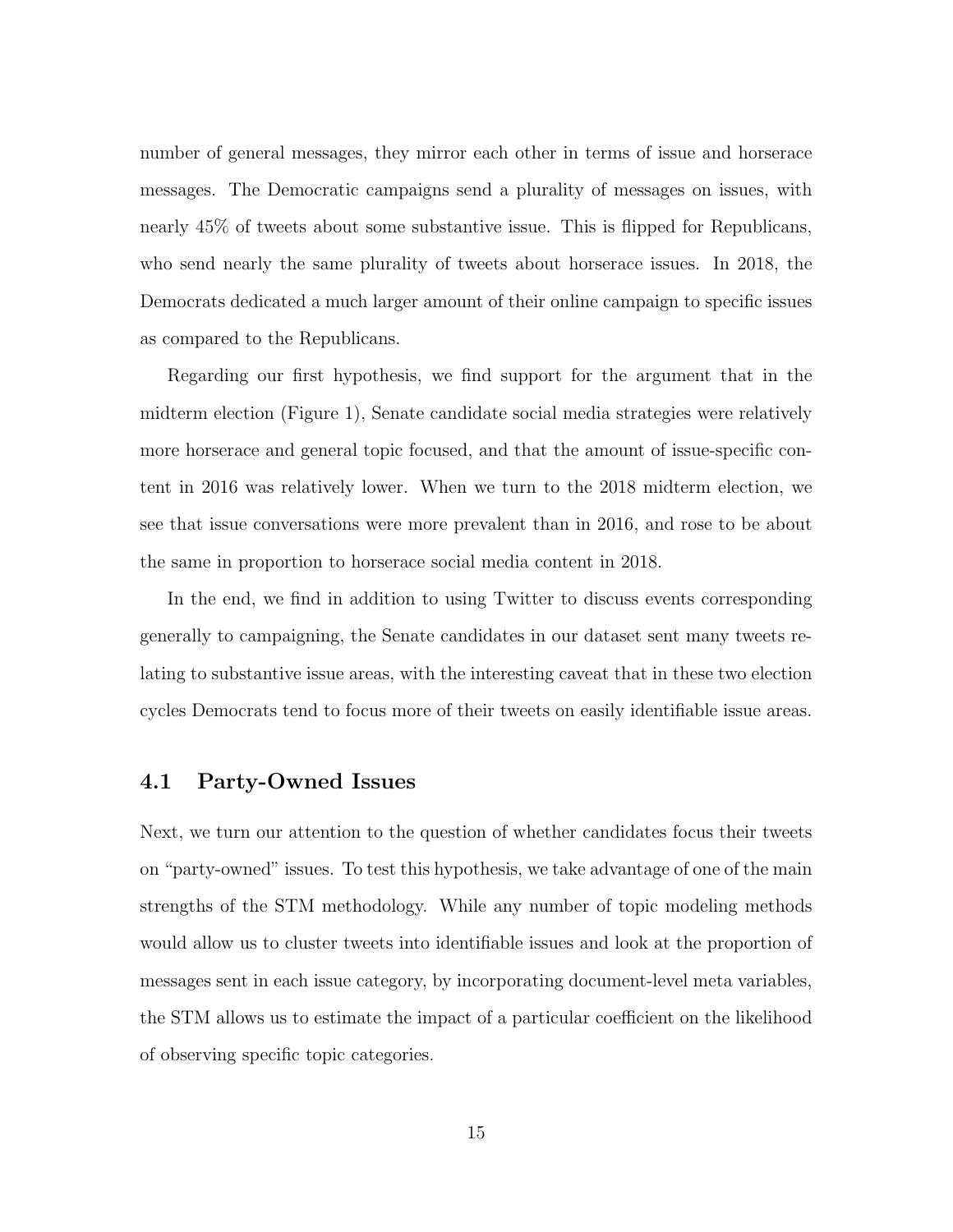number of general messages, they mirror each other in terms of issue and horserace messages. The Democratic campaigns send a plurality of messages on issues, with nearly 45% of tweets about some substantive issue. This is flipped for Republicans, who send nearly the same plurality of tweets about horserace issues. In 2018, the Democrats dedicated a much larger amount of their online campaign to specific issues as compared to the Republicans.

Regarding our first hypothesis, we find support for the argument that in the midterm election (Figure 1), Senate candidate social media strategies were relatively more horserace and general topic focused, and that the amount of issue-specific content in 2016 was relatively lower. When we turn to the 2018 midterm election, we see that issue conversations were more prevalent than in 2016, and rose to be about the same in proportion to horserace social media content in 2018.

In the end, we find in addition to using Twitter to discuss events corresponding generally to campaigning, the Senate candidates in our dataset sent many tweets relating to substantive issue areas, with the interesting caveat that in these two election cycles Democrats tend to focus more of their tweets on easily identifiable issue areas.

## 4.1 Party-Owned Issues

Next, we turn our attention to the question of whether candidates focus their tweets on "party-owned" issues. To test this hypothesis, we take advantage of one of the main strengths of the STM methodology. While any number of topic modeling methods would allow us to cluster tweets into identifiable issues and look at the proportion of messages sent in each issue category, by incorporating document-level meta variables, the STM allows us to estimate the impact of a particular coefficient on the likelihood of observing specific topic categories.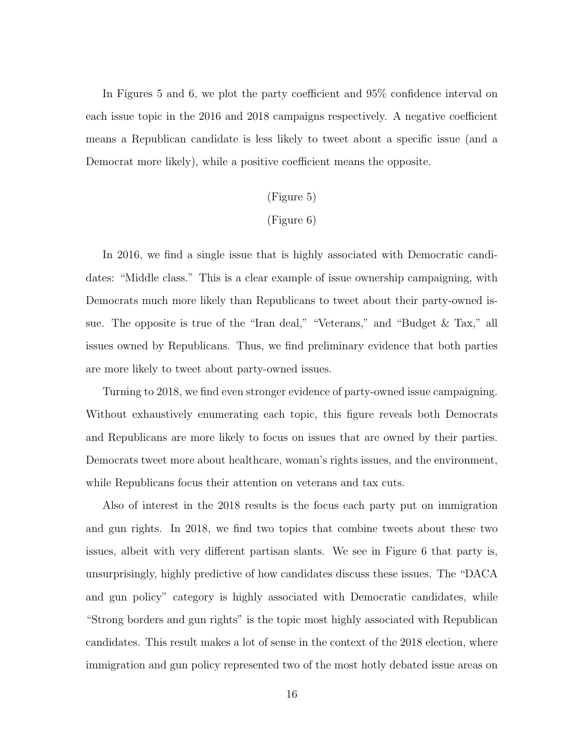In Figures 5 and 6, we plot the party coefficient and 95% confidence interval on each issue topic in the 2016 and 2018 campaigns respectively. A negative coefficient means a Republican candidate is less likely to tweet about a specific issue (and a Democrat more likely), while a positive coefficient means the opposite.

(Figure 5)

(Figure 6)

In 2016, we find a single issue that is highly associated with Democratic candidates: "Middle class." This is a clear example of issue ownership campaigning, with Democrats much more likely than Republicans to tweet about their party-owned issue. The opposite is true of the "Iran deal," "Veterans," and "Budget & Tax," all issues owned by Republicans. Thus, we find preliminary evidence that both parties are more likely to tweet about party-owned issues.

Turning to 2018, we find even stronger evidence of party-owned issue campaigning. Without exhaustively enumerating each topic, this figure reveals both Democrats and Republicans are more likely to focus on issues that are owned by their parties. Democrats tweet more about healthcare, woman's rights issues, and the environment, while Republicans focus their attention on veterans and tax cuts.

Also of interest in the 2018 results is the focus each party put on immigration and gun rights. In 2018, we find two topics that combine tweets about these two issues, albeit with very different partisan slants. We see in Figure 6 that party is, unsurprisingly, highly predictive of how candidates discuss these issues. The "DACA and gun policy" category is highly associated with Democratic candidates, while "Strong borders and gun rights" is the topic most highly associated with Republican candidates. This result makes a lot of sense in the context of the 2018 election, where immigration and gun policy represented two of the most hotly debated issue areas on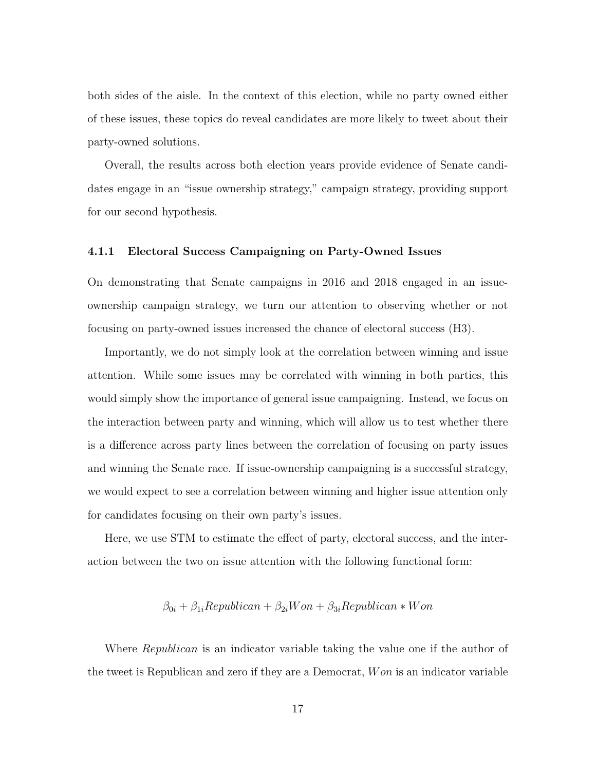both sides of the aisle. In the context of this election, while no party owned either of these issues, these topics do reveal candidates are more likely to tweet about their party-owned solutions.

Overall, the results across both election years provide evidence of Senate candidates engage in an "issue ownership strategy," campaign strategy, providing support for our second hypothesis.

#### 4.1.1 Electoral Success Campaigning on Party-Owned Issues

On demonstrating that Senate campaigns in 2016 and 2018 engaged in an issue-ownership campaign strategy, we turn our attention to observing whether or not focusing on party-owned issues increased the chance of electoral success (H3).

Importantly, we do not simply look at the correlation between winning and issue attention. While some issues may be correlated with winning in both parties, this would simply show the importance of general issue campaigning. Instead, we focus on the interaction between party and winning, which will allow us to test whether there is a difference across party lines between the correlation of focusing on party issues and winning the Senate race. If issue-ownership campaigning is a successful strategy, we would expect to see a correlation between winning and higher issue attention only for candidates focusing on their own party's issues.

Here, we use STM to estimate the effect of party, electoral success, and the interaction between the two on issue attention with the following functional form:

$$\beta_{0i} + \beta_{1i} Republican + \beta_{2i} Won + \beta_{3i} Republican * Won$$

Where *Republican* is an indicator variable taking the value one if the author of the tweet is Republican and zero if they are a Democrat, $Won$ is an indicator variable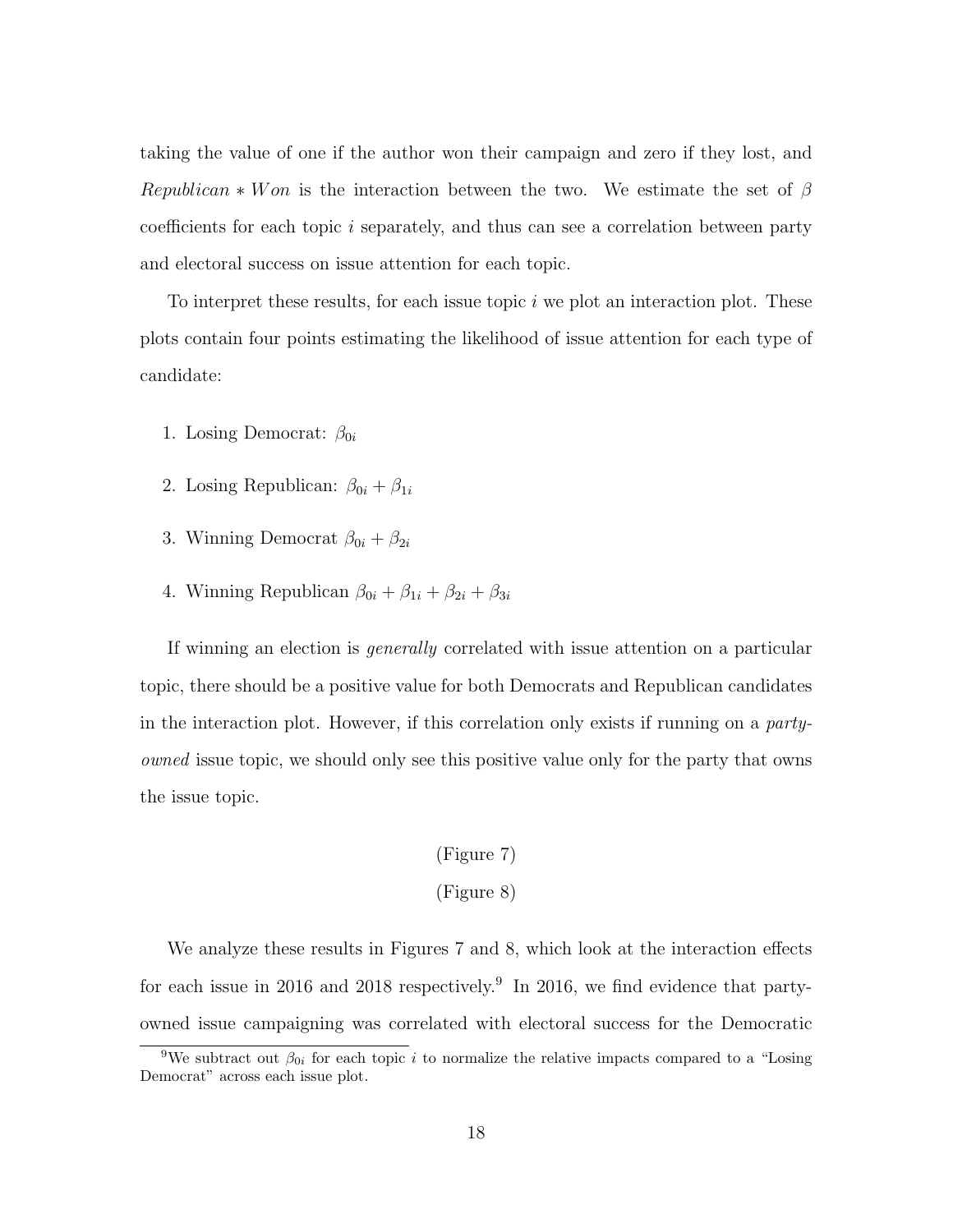taking the value of one if the author won their campaign and zero if they lost, and $Republican * Won$ is the interaction between the two. We estimate the set of $\beta$ coefficients for each topic $i$ separately, and thus can see a correlation between party and electoral success on issue attention for each topic.

To interpret these results, for each issue topic $i$ we plot an interaction plot. These plots contain four points estimating the likelihood of issue attention for each type of candidate:

1. Losing Democrat: $\beta_{0i}$
2. Losing Republican: $\beta_{0i} + \beta_{1i}$
3. Winning Democrat $\beta_{0i} + \beta_{2i}$
4. Winning Republican $\beta_{0i} + \beta_{1i} + \beta_{2i} + \beta_{3i}$

If winning an election is *generally* correlated with issue attention on a particular topic, there should be a positive value for both Democrats and Republican candidates in the interaction plot. However, if this correlation only exists if running on a *party-owned* issue topic, we should only see this positive value only for the party that owns the issue topic.

(Figure 7)

(Figure 8)

We analyze these results in Figures 7 and 8, which look at the interaction effects for each issue in 2016 and 2018 respectively.[9] In 2016, we find evidence that party-owned issue campaigning was correlated with electoral success for the Democratic

[9] We subtract out $\beta_{0i}$ for each topic $i$ to normalize the relative impacts compared to a "Losing Democrat" across each issue plot.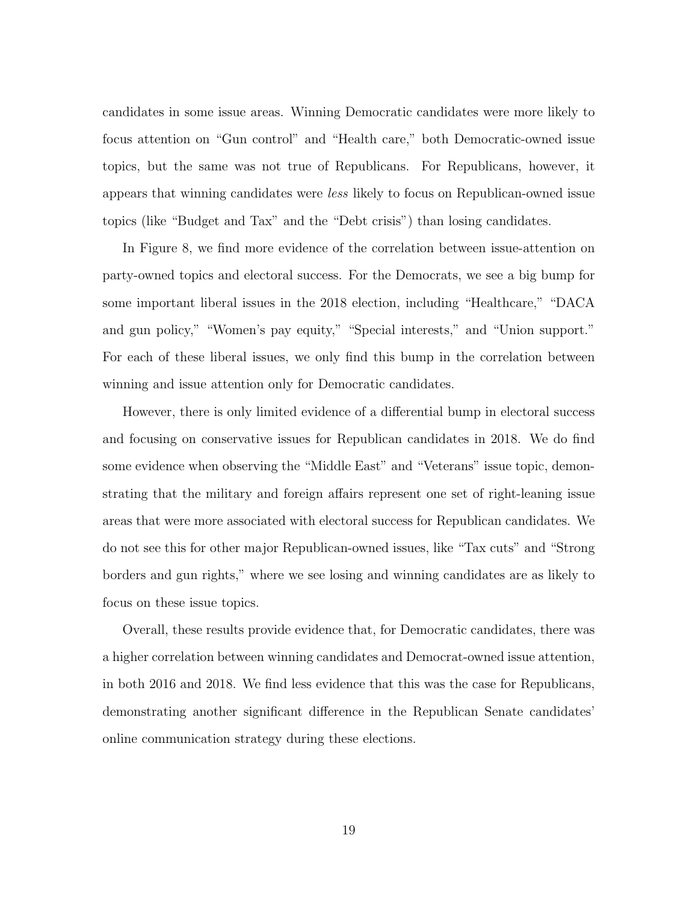candidates in some issue areas. Winning Democratic candidates were more likely to focus attention on "Gun control" and "Health care," both Democratic-owned issue topics, but the same was not true of Republicans. For Republicans, however, it appears that winning candidates were *less* likely to focus on Republican-owned issue topics (like "Budget and Tax" and the "Debt crisis") than losing candidates.

In Figure 8, we find more evidence of the correlation between issue-attention on party-owned topics and electoral success. For the Democrats, we see a big bump for some important liberal issues in the 2018 election, including "Healthcare," "DACA and gun policy," "Women's pay equity," "Special interests," and "Union support." For each of these liberal issues, we only find this bump in the correlation between winning and issue attention only for Democratic candidates.

However, there is only limited evidence of a differential bump in electoral success and focusing on conservative issues for Republican candidates in 2018. We do find some evidence when observing the "Middle East" and "Veterans" issue topic, demonstrating that the military and foreign affairs represent one set of right-leaning issue areas that were more associated with electoral success for Republican candidates. We do not see this for other major Republican-owned issues, like "Tax cuts" and "Strong borders and gun rights," where we see losing and winning candidates are as likely to focus on these issue topics.

Overall, these results provide evidence that, for Democratic candidates, there was a higher correlation between winning candidates and Democrat-owned issue attention, in both 2016 and 2018. We find less evidence that this was the case for Republicans, demonstrating another significant difference in the Republican Senate candidates' online communication strategy during these elections.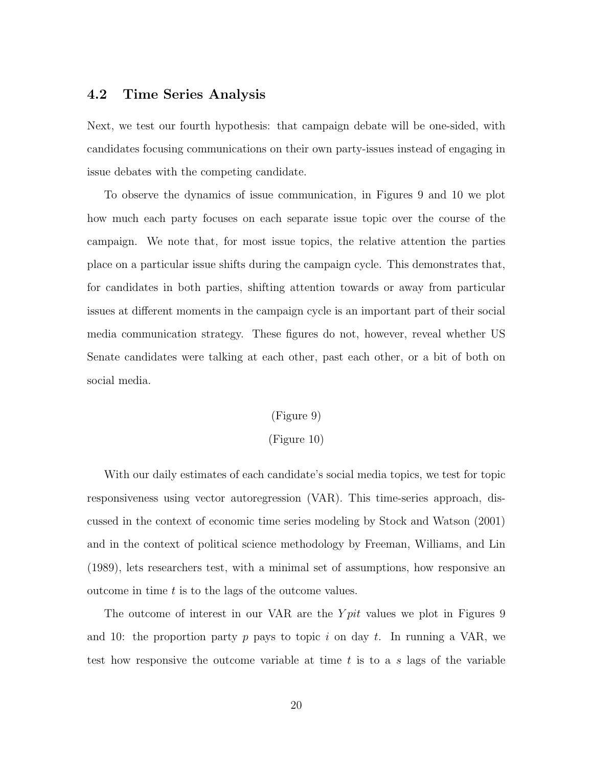### 4.2 Time Series Analysis

Next, we test our fourth hypothesis: that campaign debate will be one-sided, with candidates focusing communications on their own party-issues instead of engaging in issue debates with the competing candidate.

To observe the dynamics of issue communication, in Figures 9 and 10 we plot how much each party focuses on each separate issue topic over the course of the campaign. We note that, for most issue topics, the relative attention the parties place on a particular issue shifts during the campaign cycle. This demonstrates that, for candidates in both parties, shifting attention towards or away from particular issues at different moments in the campaign cycle is an important part of their social media communication strategy. These figures do not, however, reveal whether US Senate candidates were talking at each other, past each other, or a bit of both on social media.

(Figure 9)

(Figure 10)

With our daily estimates of each candidate's social media topics, we test for topic responsiveness using vector autoregression (VAR). This time-series approach, discussed in the context of economic time series modeling by Stock and Watson (2001) and in the context of political science methodology by Freeman, Williams, and Lin (1989), lets researchers test, with a minimal set of assumptions, how responsive an outcome in time $t$ is to the lags of the outcome values.

The outcome of interest in our VAR are the $Ypit$ values we plot in Figures 9 and 10: the proportion party $p$ pays to topic $i$ on day $t$. In running a VAR, we test how responsive the outcome variable at time $t$ is to a $s$ lags of the variable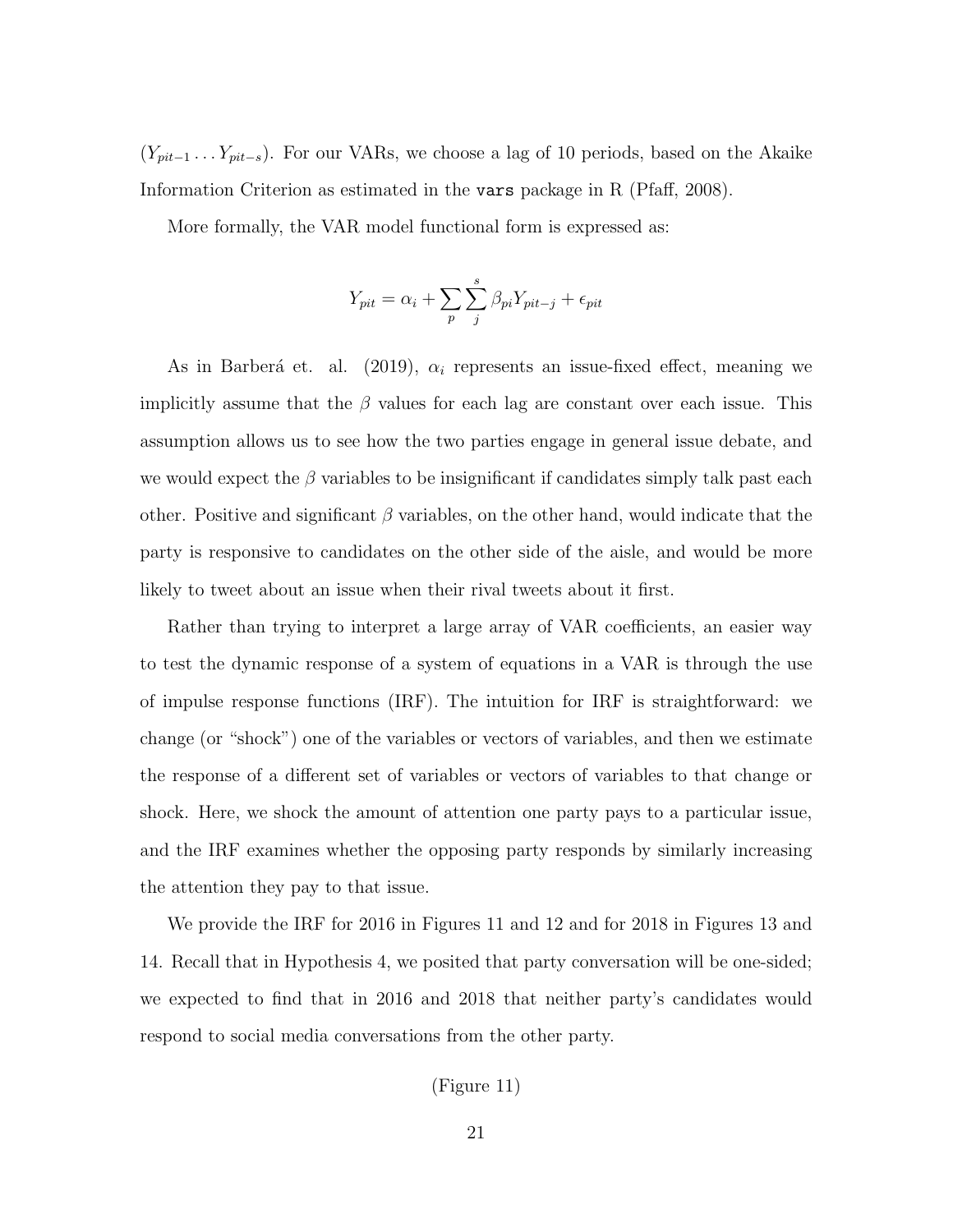$(Y_{pit-1} \ldots Y_{pit-s})$. For our VARs, we choose a lag of 10 periods, based on the Akaike Information Criterion as estimated in the `vars` package in R (Pfaff, 2008).

More formally, the VAR model functional form is expressed as:

$$Y_{pit} = \alpha_i + \sum_p \sum_j^s \beta_{pi} Y_{pit-j} + \epsilon_{pit}$$

As in Barberá et. al. (2019), $\alpha_i$ represents an issue-fixed effect, meaning we implicitly assume that the $\beta$ values for each lag are constant over each issue. This assumption allows us to see how the two parties engage in general issue debate, and we would expect the $\beta$ variables to be insignificant if candidates simply talk past each other. Positive and significant $\beta$ variables, on the other hand, would indicate that the party is responsive to candidates on the other side of the aisle, and would be more likely to tweet about an issue when their rival tweets about it first.

Rather than trying to interpret a large array of VAR coefficients, an easier way to test the dynamic response of a system of equations in a VAR is through the use of impulse response functions (IRF). The intuition for IRF is straightforward: we change (or "shock") one of the variables or vectors of variables, and then we estimate the response of a different set of variables or vectors of variables to that change or shock. Here, we shock the amount of attention one party pays to a particular issue, and the IRF examines whether the opposing party responds by similarly increasing the attention they pay to that issue.

We provide the IRF for 2016 in Figures 11 and 12 and for 2018 in Figures 13 and 14. Recall that in Hypothesis 4, we posited that party conversation will be one-sided; we expected to find that in 2016 and 2018 that neither party's candidates would respond to social media conversations from the other party.

(Figure 11)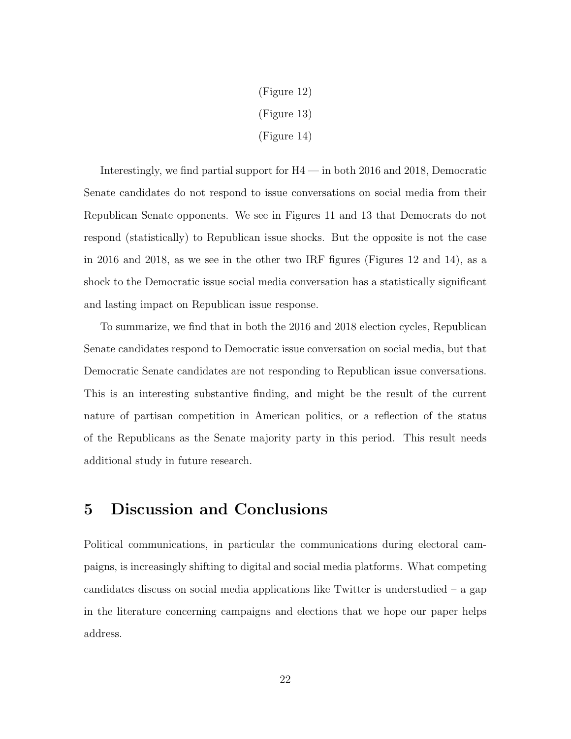(Figure 12)

(Figure 13)

(Figure 14)

Interestingly, we find partial support for H4 — in both 2016 and 2018, Democratic Senate candidates do not respond to issue conversations on social media from their Republican Senate opponents. We see in Figures 11 and 13 that Democrats do not respond (statistically) to Republican issue shocks. But the opposite is not the case in 2016 and 2018, as we see in the other two IRF figures (Figures 12 and 14), as a shock to the Democratic issue social media conversation has a statistically significant and lasting impact on Republican issue response.

To summarize, we find that in both the 2016 and 2018 election cycles, Republican Senate candidates respond to Democratic issue conversation on social media, but that Democratic Senate candidates are not responding to Republican issue conversations. This is an interesting substantive finding, and might be the result of the current nature of partisan competition in American politics, or a reflection of the status of the Republicans as the Senate majority party in this period. This result needs additional study in future research.

# 5 Discussion and Conclusions

Political communications, in particular the communications during electoral campaigns, is increasingly shifting to digital and social media platforms. What competing candidates discuss on social media applications like Twitter is understudied – a gap in the literature concerning campaigns and elections that we hope our paper helps address.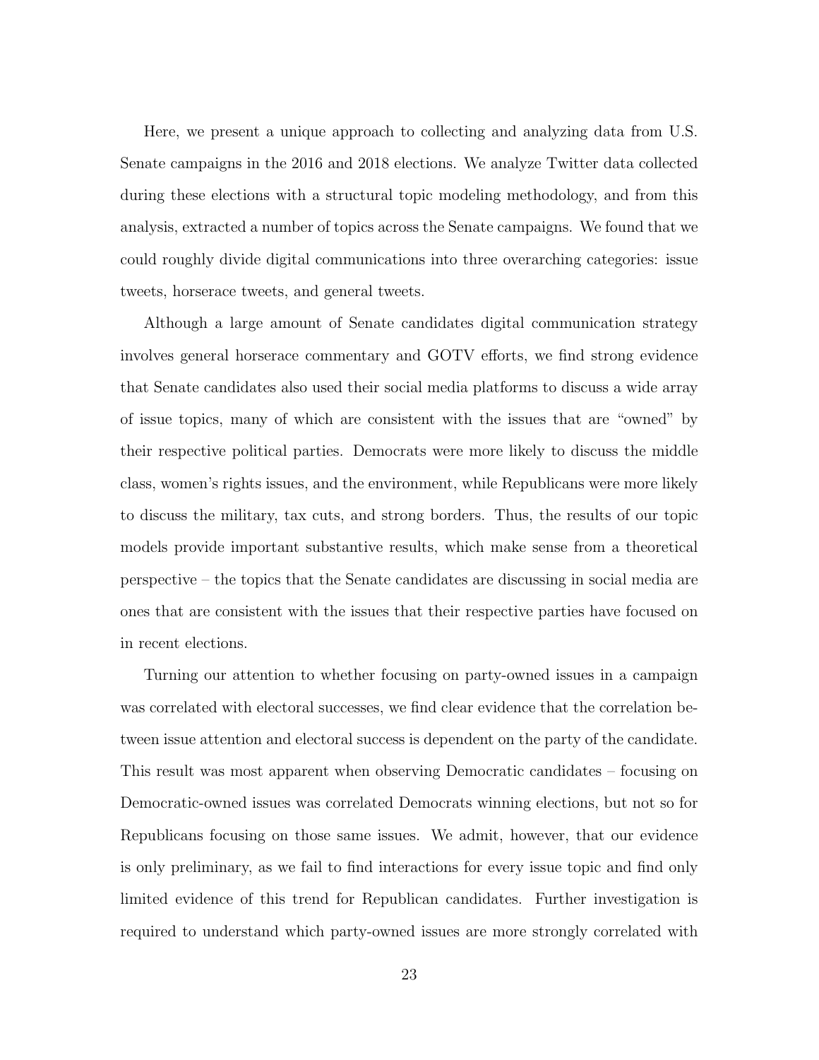Here, we present a unique approach to collecting and analyzing data from U.S. Senate campaigns in the 2016 and 2018 elections. We analyze Twitter data collected during these elections with a structural topic modeling methodology, and from this analysis, extracted a number of topics across the Senate campaigns. We found that we could roughly divide digital communications into three overarching categories: issue tweets, horserace tweets, and general tweets.

Although a large amount of Senate candidates digital communication strategy involves general horserace commentary and GOTV efforts, we find strong evidence that Senate candidates also used their social media platforms to discuss a wide array of issue topics, many of which are consistent with the issues that are "owned" by their respective political parties. Democrats were more likely to discuss the middle class, women's rights issues, and the environment, while Republicans were more likely to discuss the military, tax cuts, and strong borders. Thus, the results of our topic models provide important substantive results, which make sense from a theoretical perspective – the topics that the Senate candidates are discussing in social media are ones that are consistent with the issues that their respective parties have focused on in recent elections.

Turning our attention to whether focusing on party-owned issues in a campaign was correlated with electoral successes, we find clear evidence that the correlation between issue attention and electoral success is dependent on the party of the candidate. This result was most apparent when observing Democratic candidates – focusing on Democratic-owned issues was correlated Democrats winning elections, but not so for Republicans focusing on those same issues. We admit, however, that our evidence is only preliminary, as we fail to find interactions for every issue topic and find only limited evidence of this trend for Republican candidates. Further investigation is required to understand which party-owned issues are more strongly correlated with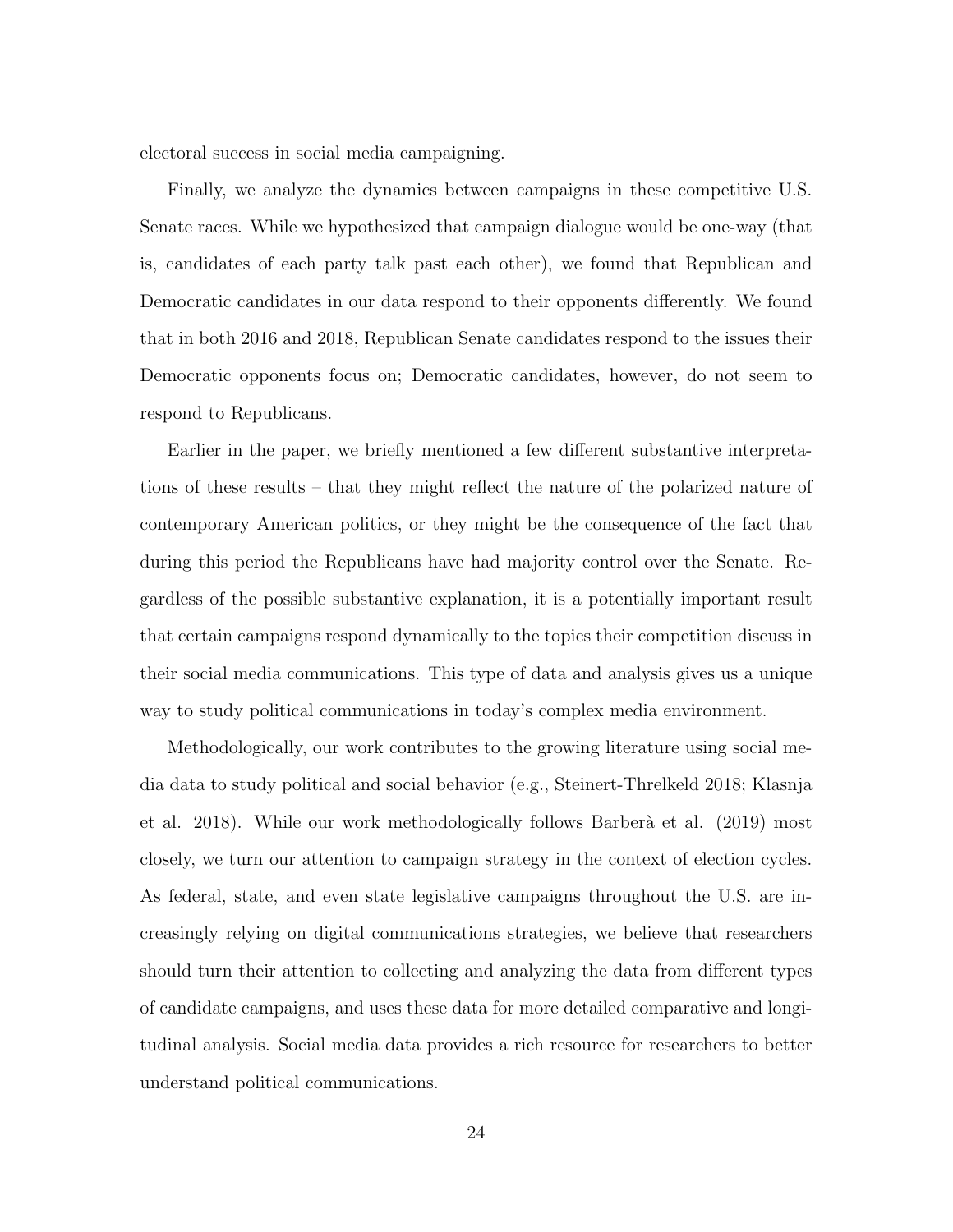electoral success in social media campaigning.

Finally, we analyze the dynamics between campaigns in these competitive U.S. Senate races. While we hypothesized that campaign dialogue would be one-way (that is, candidates of each party talk past each other), we found that Republican and Democratic candidates in our data respond to their opponents differently. We found that in both 2016 and 2018, Republican Senate candidates respond to the issues their Democratic opponents focus on; Democratic candidates, however, do not seem to respond to Republicans.

Earlier in the paper, we briefly mentioned a few different substantive interpretations of these results – that they might reflect the nature of the polarized nature of contemporary American politics, or they might be the consequence of the fact that during this period the Republicans have had majority control over the Senate. Regardless of the possible substantive explanation, it is a potentially important result that certain campaigns respond dynamically to the topics their competition discuss in their social media communications. This type of data and analysis gives us a unique way to study political communications in today's complex media environment.

Methodologically, our work contributes to the growing literature using social media data to study political and social behavior (e.g., Steinert-Threlkeld 2018; Klasnja et al. 2018). While our work methodologically follows Barberà et al. (2019) most closely, we turn our attention to campaign strategy in the context of election cycles. As federal, state, and even state legislative campaigns throughout the U.S. are increasingly relying on digital communications strategies, we believe that researchers should turn their attention to collecting and analyzing the data from different types of candidate campaigns, and uses these data for more detailed comparative and longitudinal analysis. Social media data provides a rich resource for researchers to better understand political communications.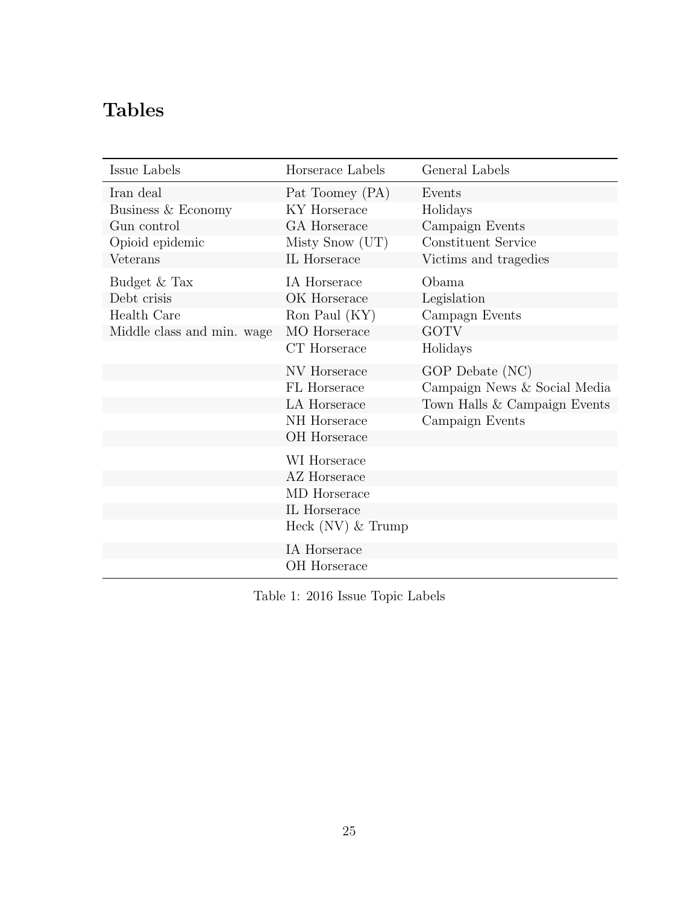# Tables

| Issue Labels | Horserace Labels | General Labels |
|---|---|---|
| Iran deal | Pat Toomey (PA) | Events |
| Business & Economy | KY Horserace | Holidays |
| Gun control | GA Horserace | Campaign Events |
| Opioid epidemic | Misty Snow (UT) | Constituent Service |
| Veterans | IL Horserace | Victims and tragedies |
| Budget & Tax | IA Horserace | Obama |
| Debt crisis | OK Horserace | Legislation |
| Health Care | Ron Paul (KY) | Campagn Events |
| Middle class and min. wage | MO Horserace | GOTV |
| | CT Horserace | Holidays |
| | NV Horserace | GOP Debate (NC) |
| | FL Horserace | Campaign News & Social Media |
| | LA Horserace | Town Halls & Campaign Events |
| | NH Horserace | Campaign Events |
| | OH Horserace | |
| | WI Horserace | |
| | AZ Horserace | |
| | MD Horserace | |
| | IL Horserace | |
| | Heck (NV) & Trump | |
| | IA Horserace | |
| | OH Horserace | |

Table 1: 2016 Issue Topic Labels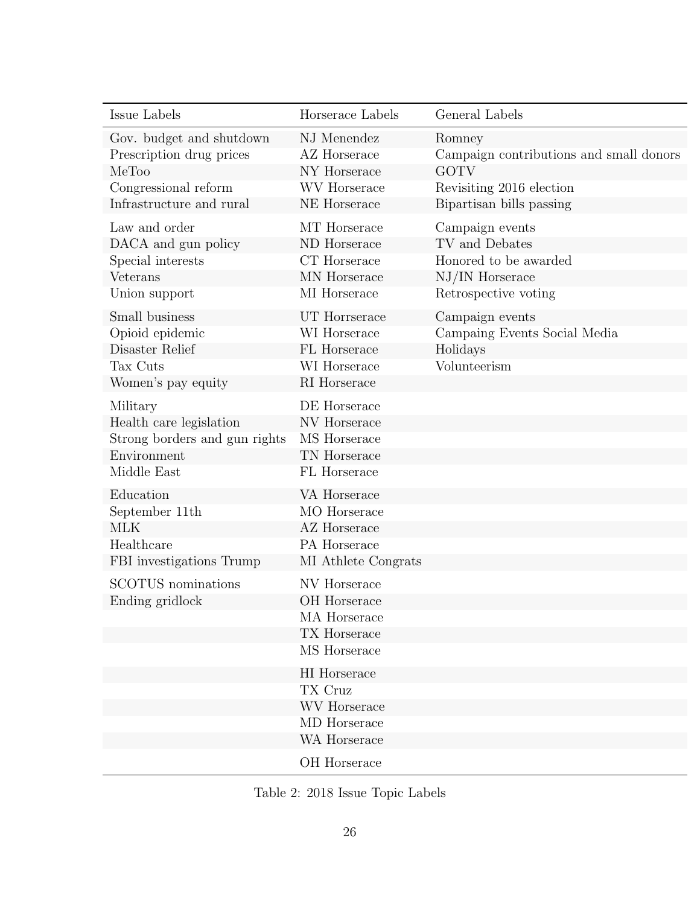| Issue Labels | Horserace Labels | General Labels |
|---|---|---|
| Gov. budget and shutdown | NJ Menendez | Romney |
| Prescription drug prices | AZ Horserace | Campaign contributions and small donors |
| MeToo | NY Horserace | GOTV |
| Congressional reform | WV Horserace | Revisiting 2016 election |
| Infrastructure and rural | NE Horserace | Bipartisan bills passing |
| Law and order | MT Horserace | Campaign events |
| DACA and gun policy | ND Horserace | TV and Debates |
| Special interests | CT Horserace | Honored to be awarded |
| Veterans | MN Horserace | NJ/IN Horserace |
| Union support | MI Horserace | Retrospective voting |
| Small business | UT Horrserace | Campaign events |
| Opioid epidemic | WI Horserace | Campaing Events Social Media |
| Disaster Relief | FL Horserace | Holidays |
| Tax Cuts | WI Horserace | Volunteerism |
| Women's pay equity | RI Horserace | |
| Military | DE Horserace | |
| Health care legislation | NV Horserace | |
| Strong borders and gun rights | MS Horserace | |
| Environment | TN Horserace | |
| Middle East | FL Horserace | |
| Education | VA Horserace | |
| September 11th | MO Horserace | |
| MLK | AZ Horserace | |
| Healthcare | PA Horserace | |
| FBI investigations Trump | MI Athlete Congrats | |
| SCOTUS nominations | NV Horserace | |
| Ending gridlock | OH Horserace | |
| | MA Horserace | |
| | TX Horserace | |
| | MS Horserace | |
| | HI Horserace | |
| | TX Cruz | |
| | WV Horserace | |
| | MD Horserace | |
| | WA Horserace | |
| | OH Horserace | |

Table 2: 2018 Issue Topic Labels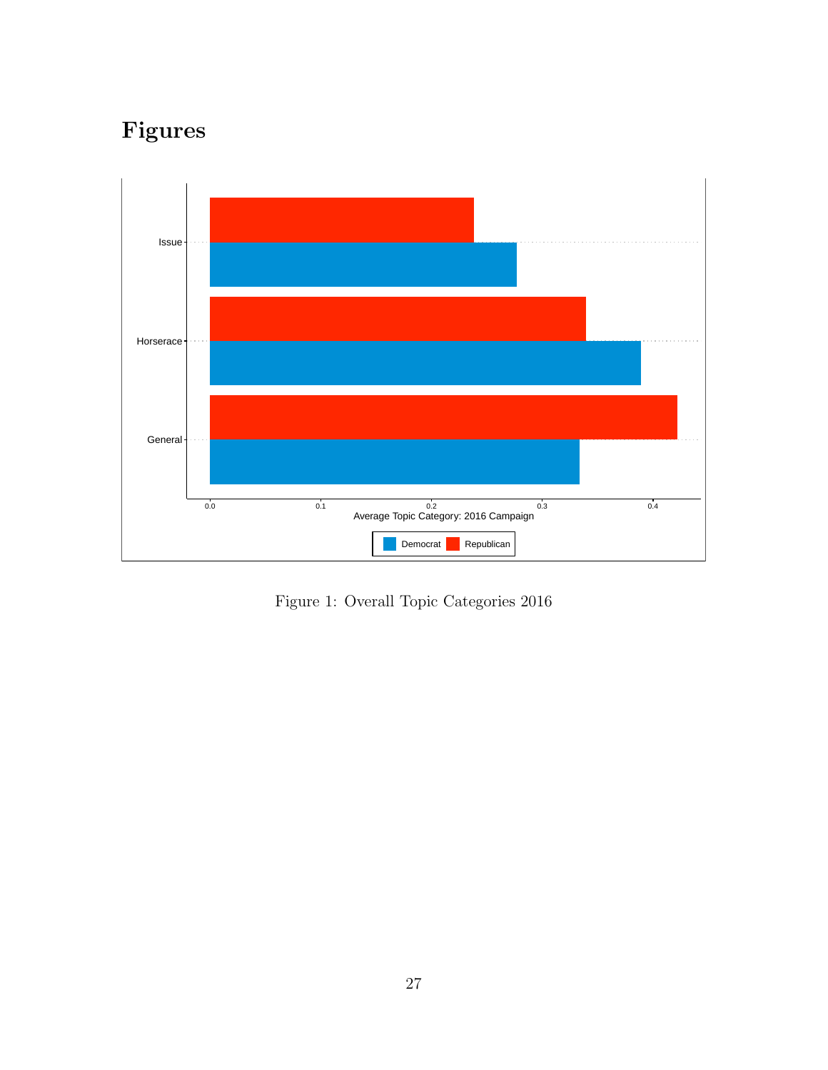# Figures

Figure 1: Overall Topic Categories 2016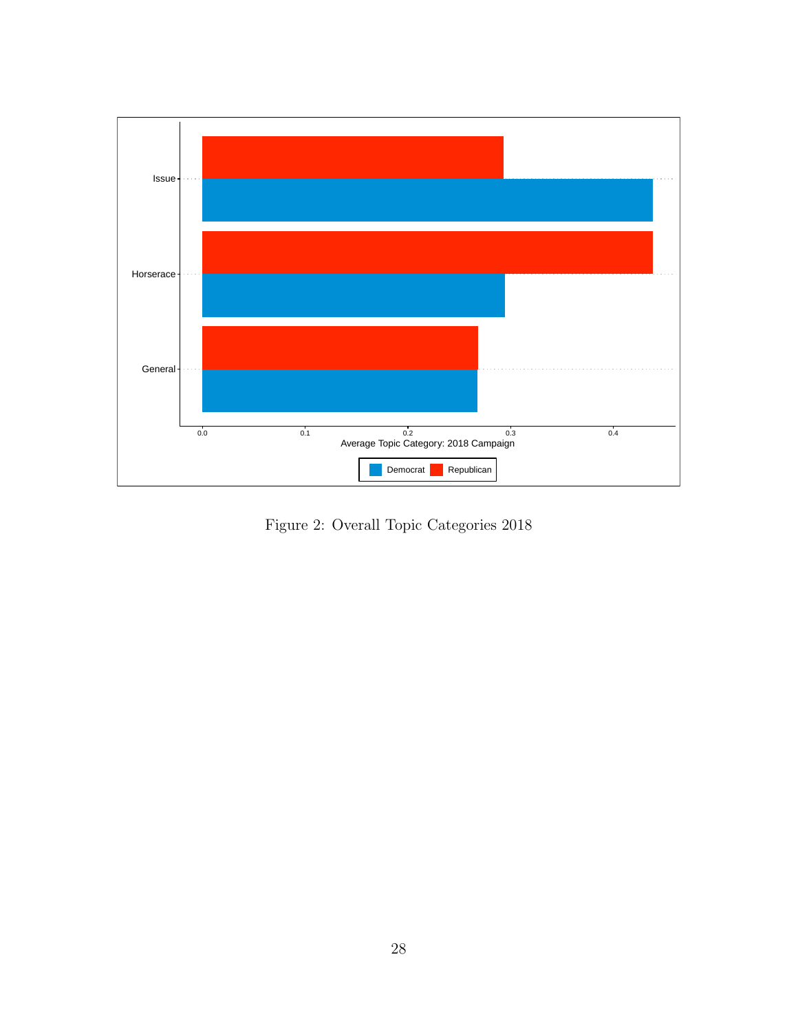Figure 2: Overall Topic Categories 2018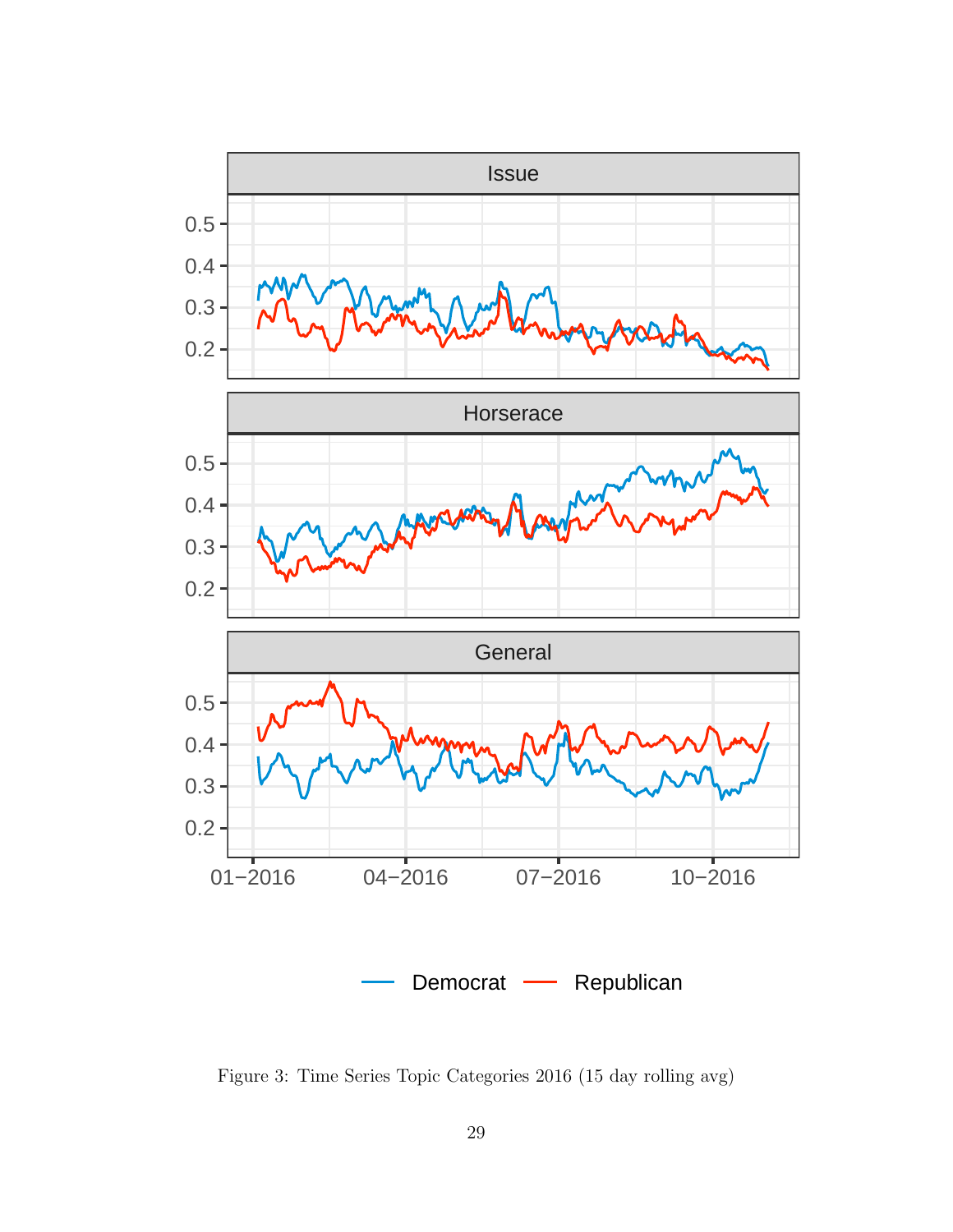Figure 3: Time Series Topic Categories 2016 (15 day rolling avg)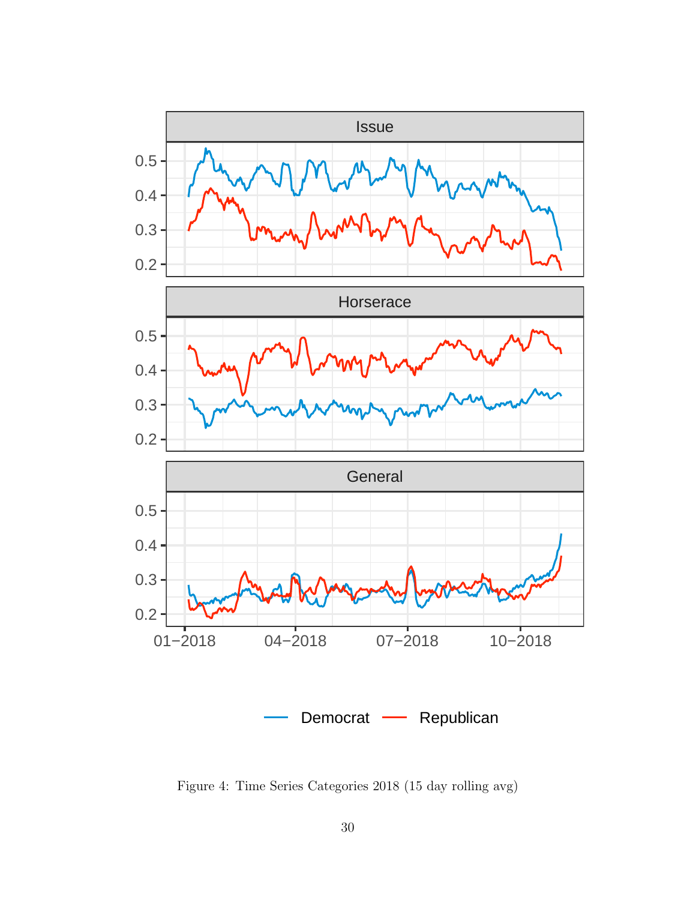Figure 4: Time Series Categories 2018 (15 day rolling avg)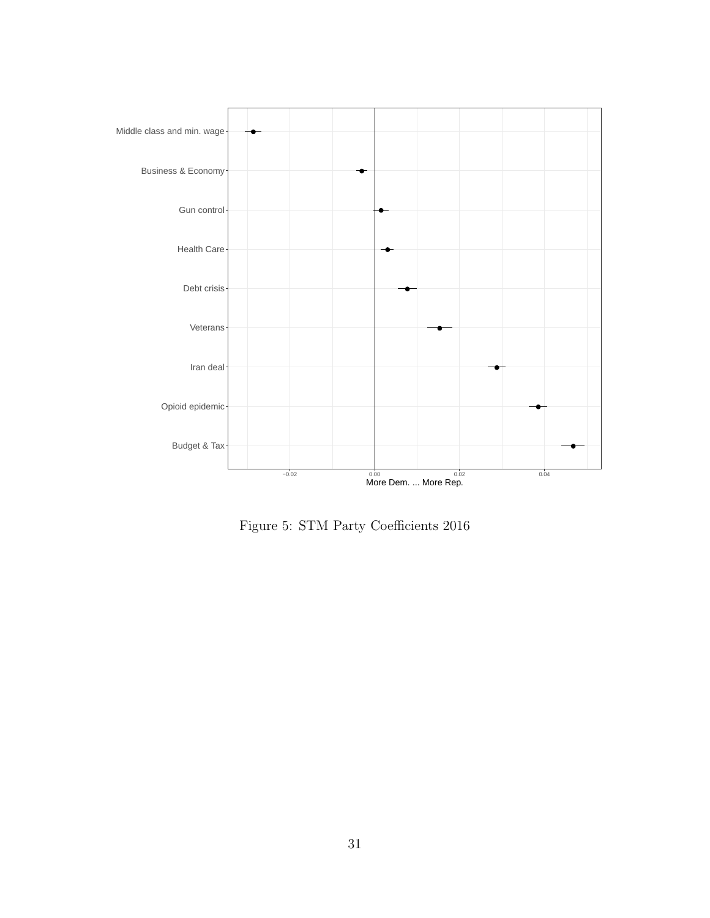Figure 5: STM Party Coefficients 2016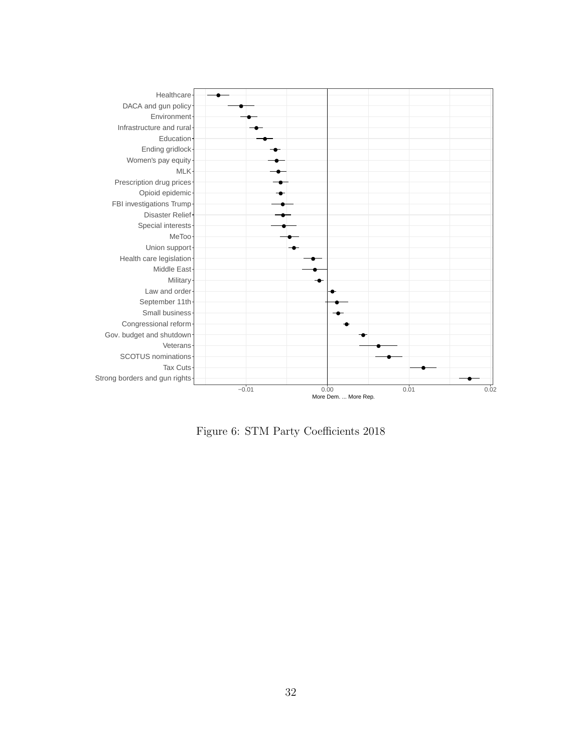Healthcare
DACA and gun policy
Environment
Infrastructure and rural
Education
Ending gridlock
Women's pay equity
MLK
Prescription drug prices
Opioid epidemic
FBI investigations Trump
Disaster Relief
Special interests
MeToo
Union support
Health care legislation
Middle East
Military
Law and order
September 11th
Small business
Congressional reform
Gov. budget and shutdown
Veterans
SCOTUS nominations
Tax Cuts
Strong borders and gun rights

−0.01 0.00 0.01 0.02

More Dem. ... More Rep.

Figure 6: STM Party Coefficients 2018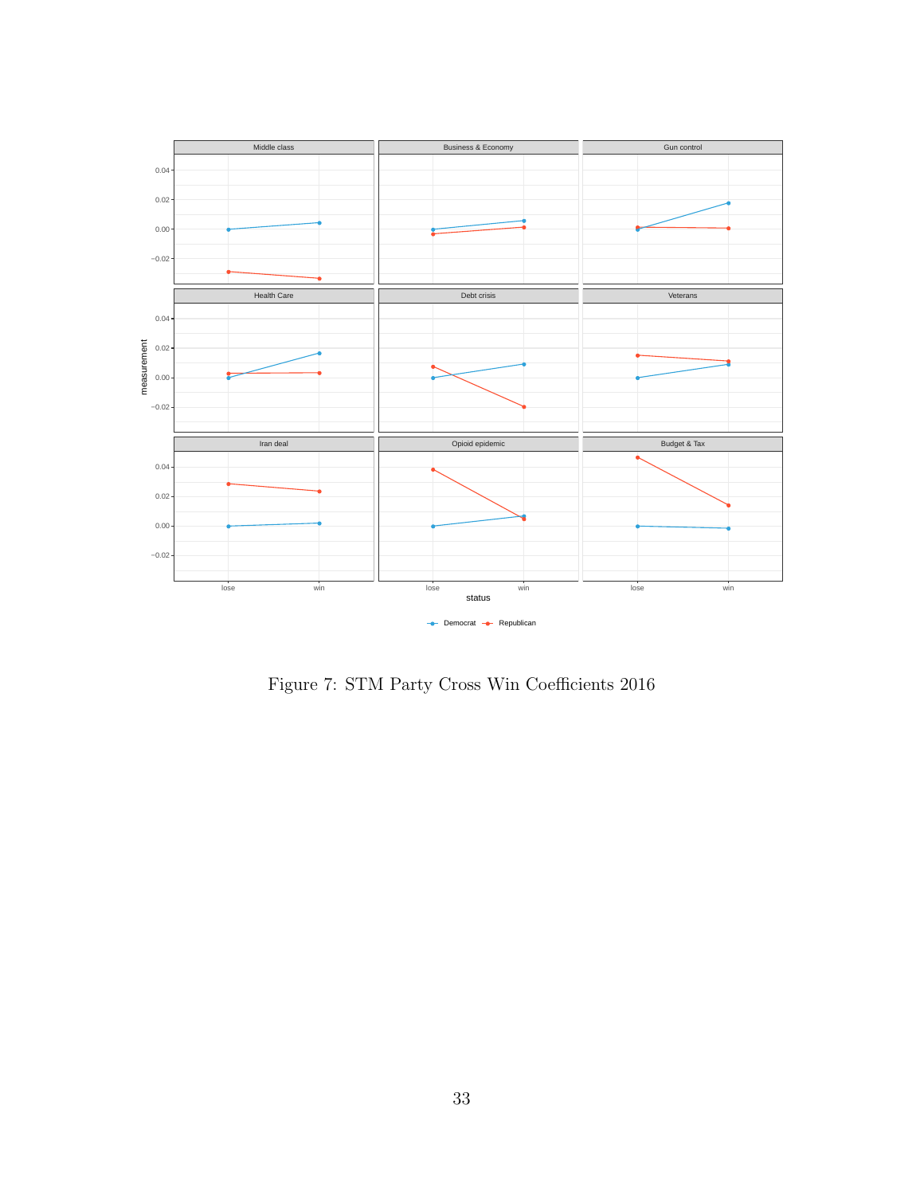Figure 7: STM Party Cross Win Coefficients 2016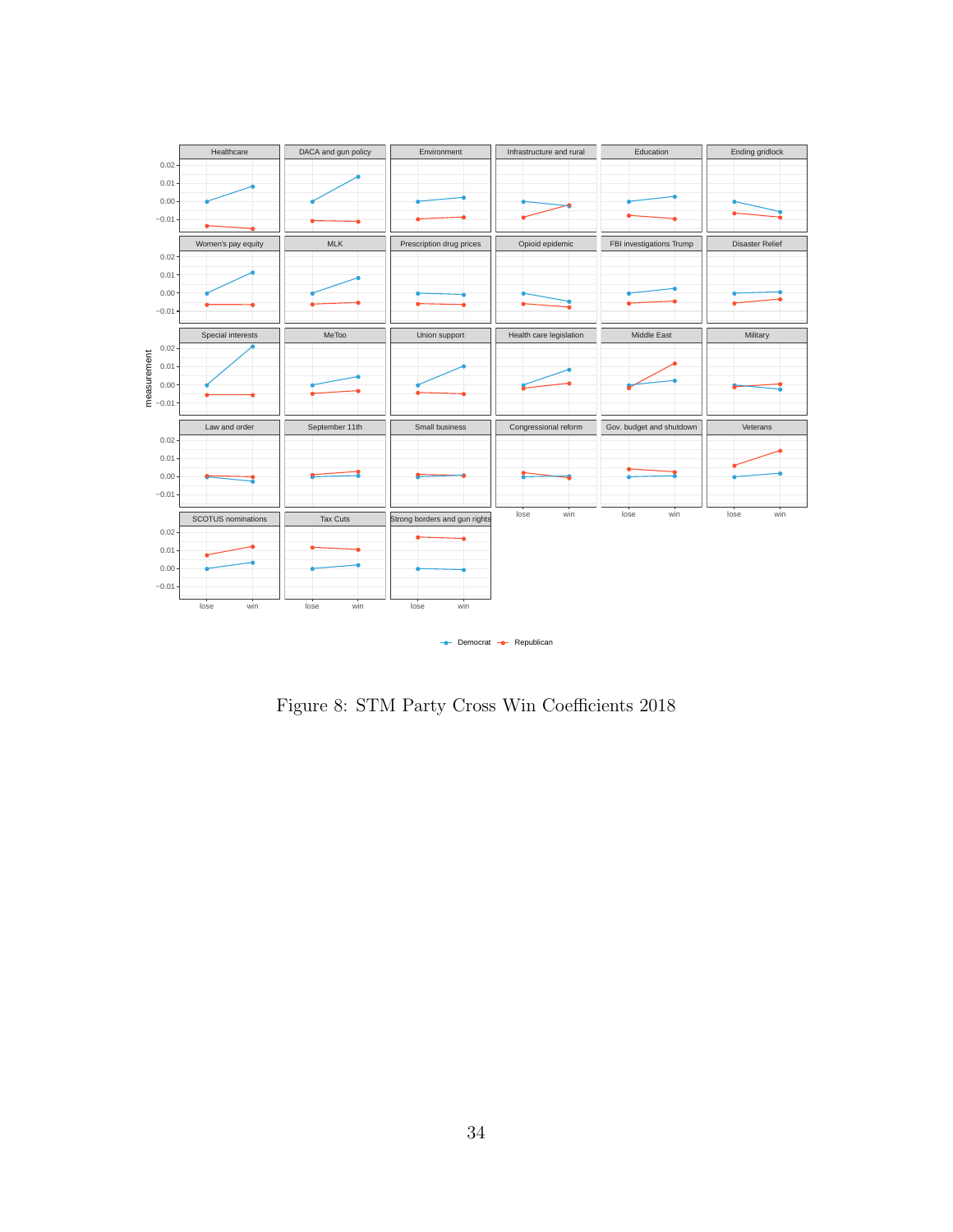Figure 8: STM Party Cross Win Coefficients 2018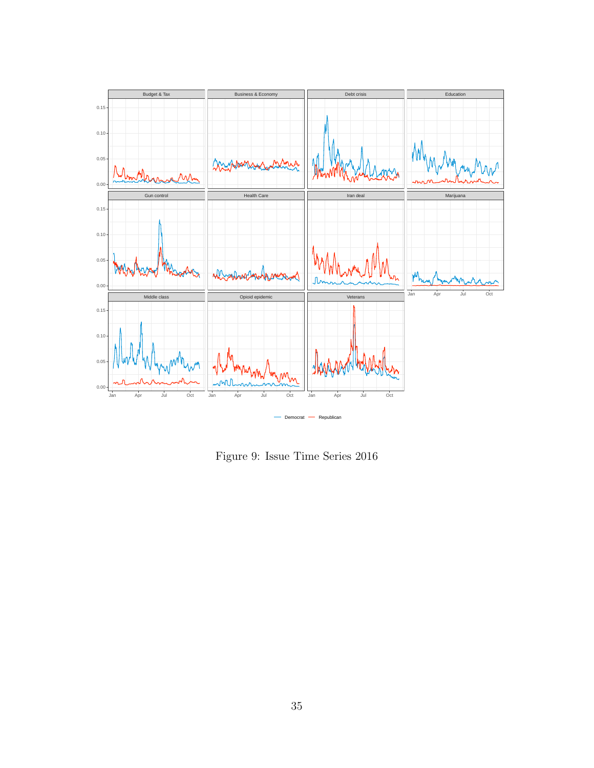Figure 9: Issue Time Series 2016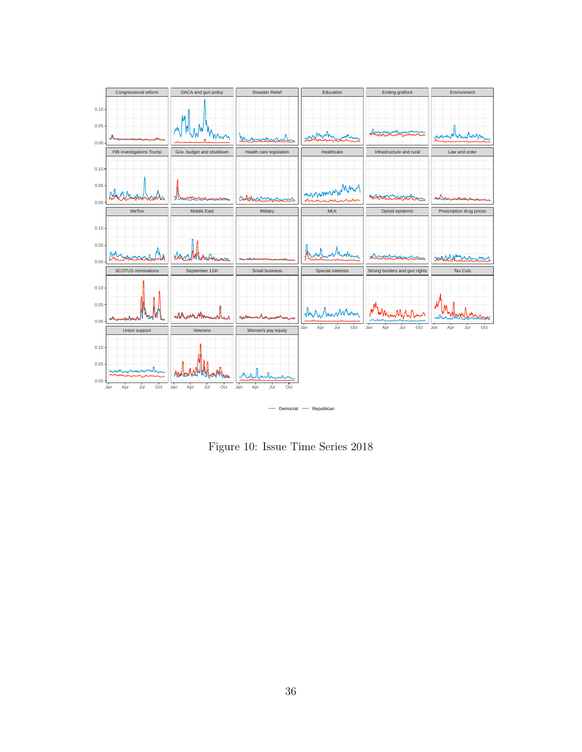Figure 10: Issue Time Series 2018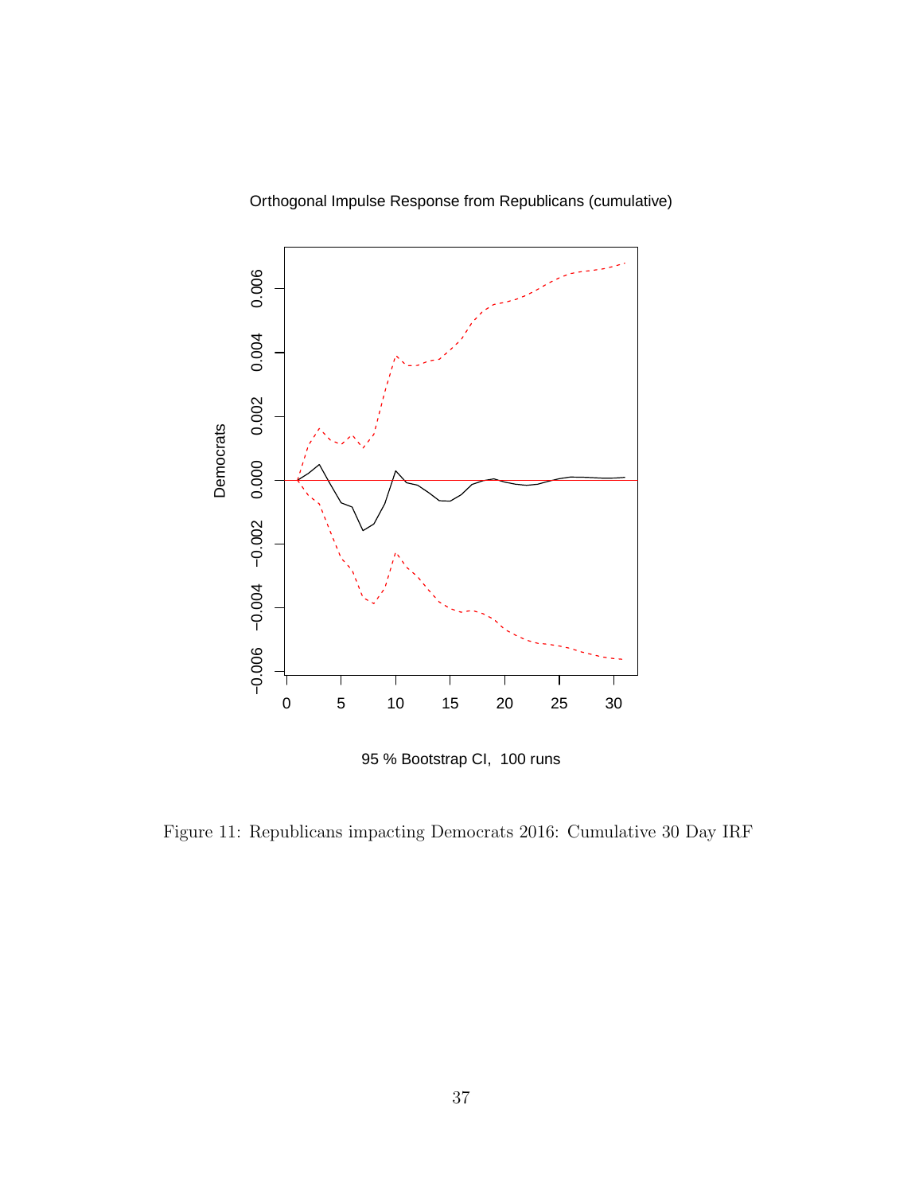Figure 11: Republicans impacting Democrats 2016: Cumulative 30 Day IRF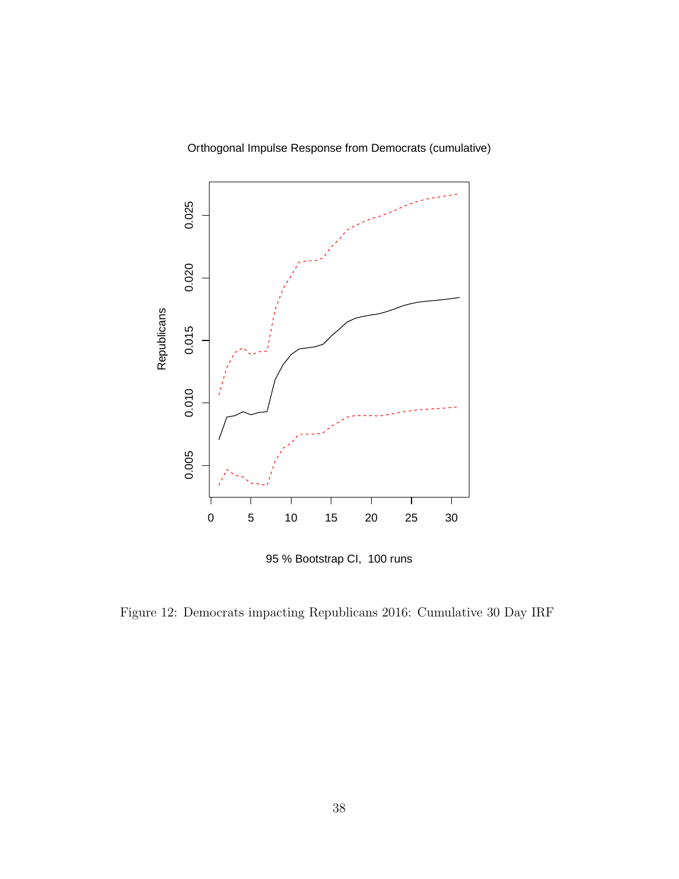Figure 12: Democrats impacting Republicans 2016: Cumulative 30 Day IRF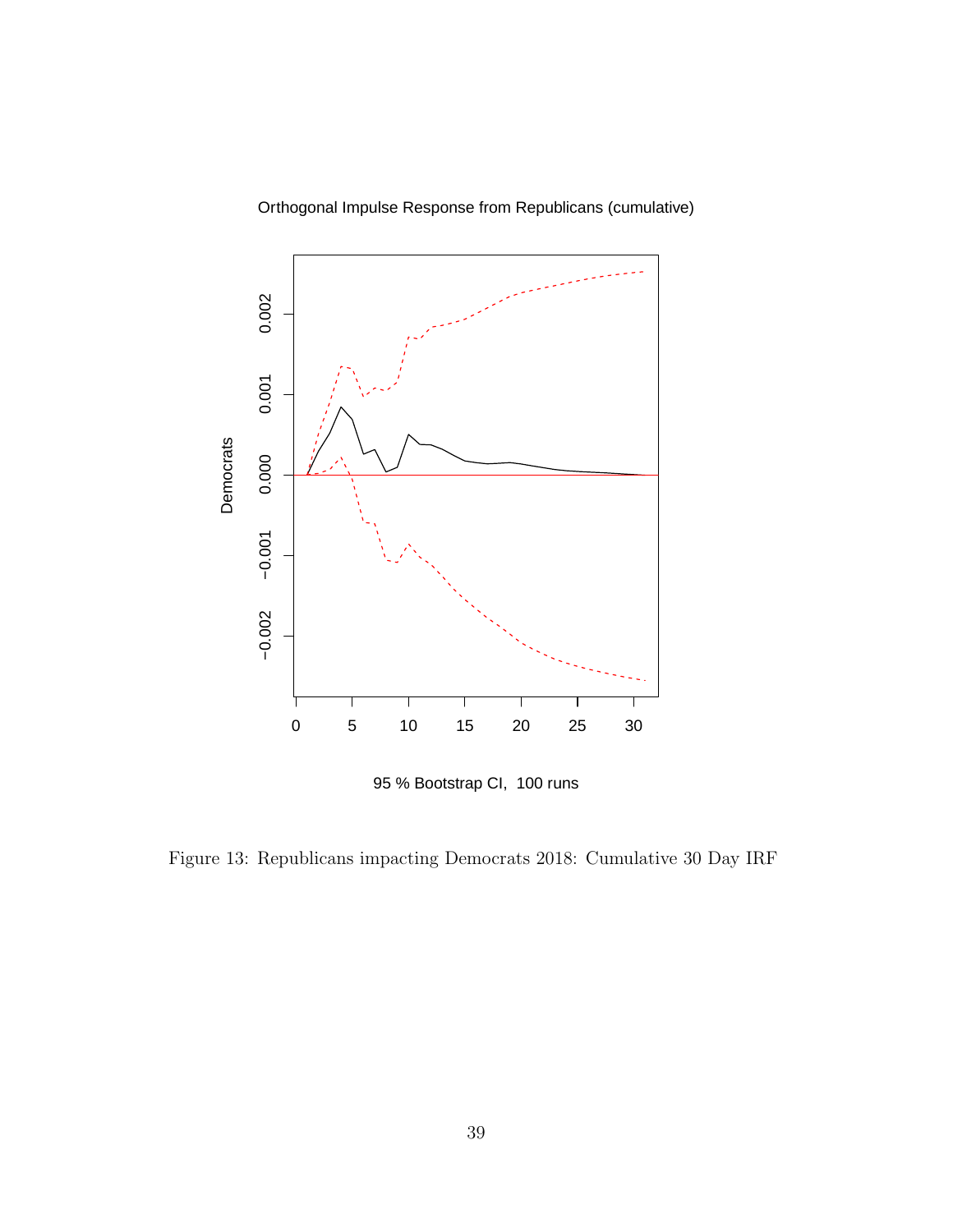Figure 13: Republicans impacting Democrats 2018: Cumulative 30 Day IRF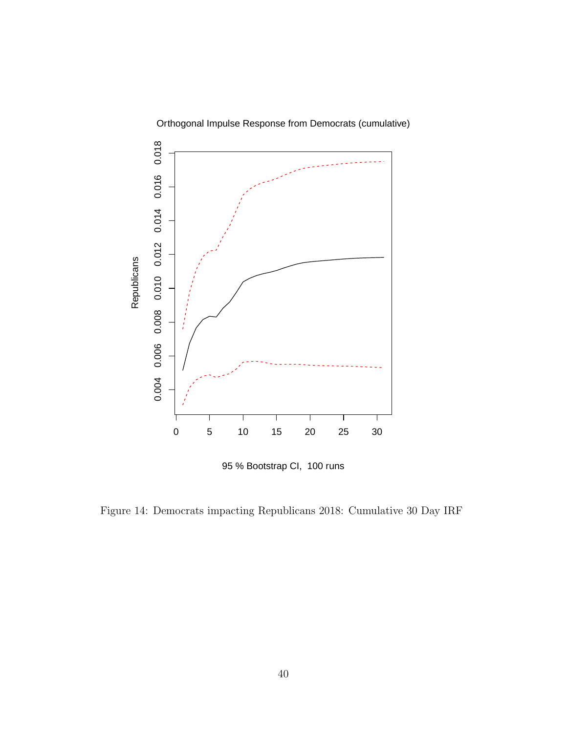Figure 14: Democrats impacting Republicans 2018: Cumulative 30 Day IRF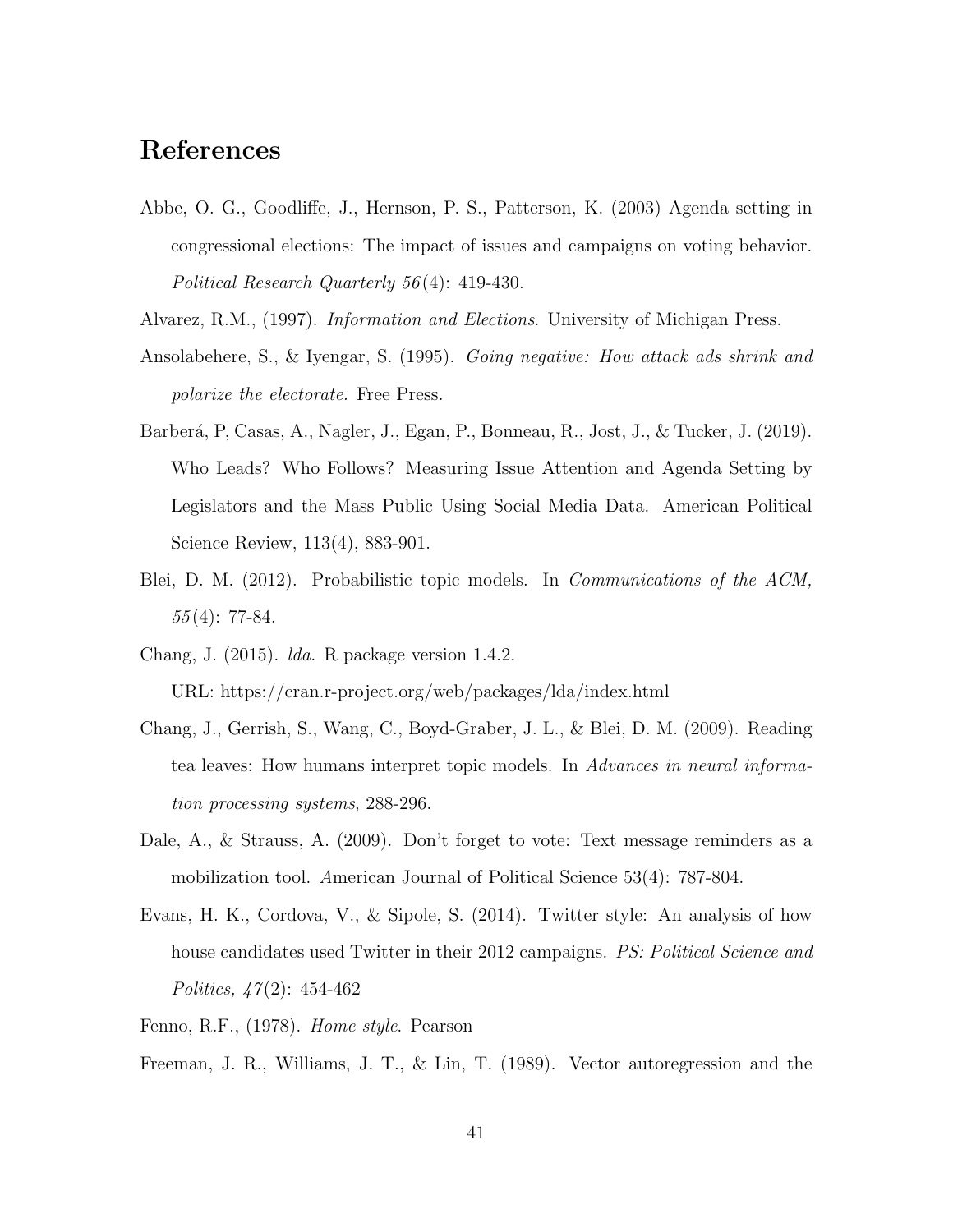# References

Abbe, O. G., Goodliffe, J., Hernson, P. S., Patterson, K. (2003) Agenda setting in congressional elections: The impact of issues and campaigns on voting behavior. *Political Research Quarterly 56*(4): 419-430.

Alvarez, R.M., (1997). *Information and Elections*. University of Michigan Press.

Ansolabehere, S., & Iyengar, S. (1995). *Going negative: How attack ads shrink and polarize the electorate.* Free Press.

Barberá, P, Casas, A., Nagler, J., Egan, P., Bonneau, R., Jost, J., & Tucker, J. (2019). Who Leads? Who Follows? Measuring Issue Attention and Agenda Setting by Legislators and the Mass Public Using Social Media Data. American Political Science Review, 113(4), 883-901.

Blei, D. M. (2012). Probabilistic topic models. In *Communications of the ACM, 55*(4): 77-84.

Chang, J. (2015). *lda.* R package version 1.4.2.
URL: https://cran.r-project.org/web/packages/lda/index.html

Chang, J., Gerrish, S., Wang, C., Boyd-Graber, J. L., & Blei, D. M. (2009). Reading tea leaves: How humans interpret topic models. In *Advances in neural information processing systems*, 288-296.

Dale, A., & Strauss, A. (2009). Don't forget to vote: Text message reminders as a mobilization tool. *A*merican Journal of Political Science 53(4): 787-804.

Evans, H. K., Cordova, V., & Sipole, S. (2014). Twitter style: An analysis of how house candidates used Twitter in their 2012 campaigns. *PS: Political Science and Politics, 47*(2): 454-462

Fenno, R.F., (1978). *Home style*. Pearson

Freeman, J. R., Williams, J. T., & Lin, T. (1989). Vector autoregression and the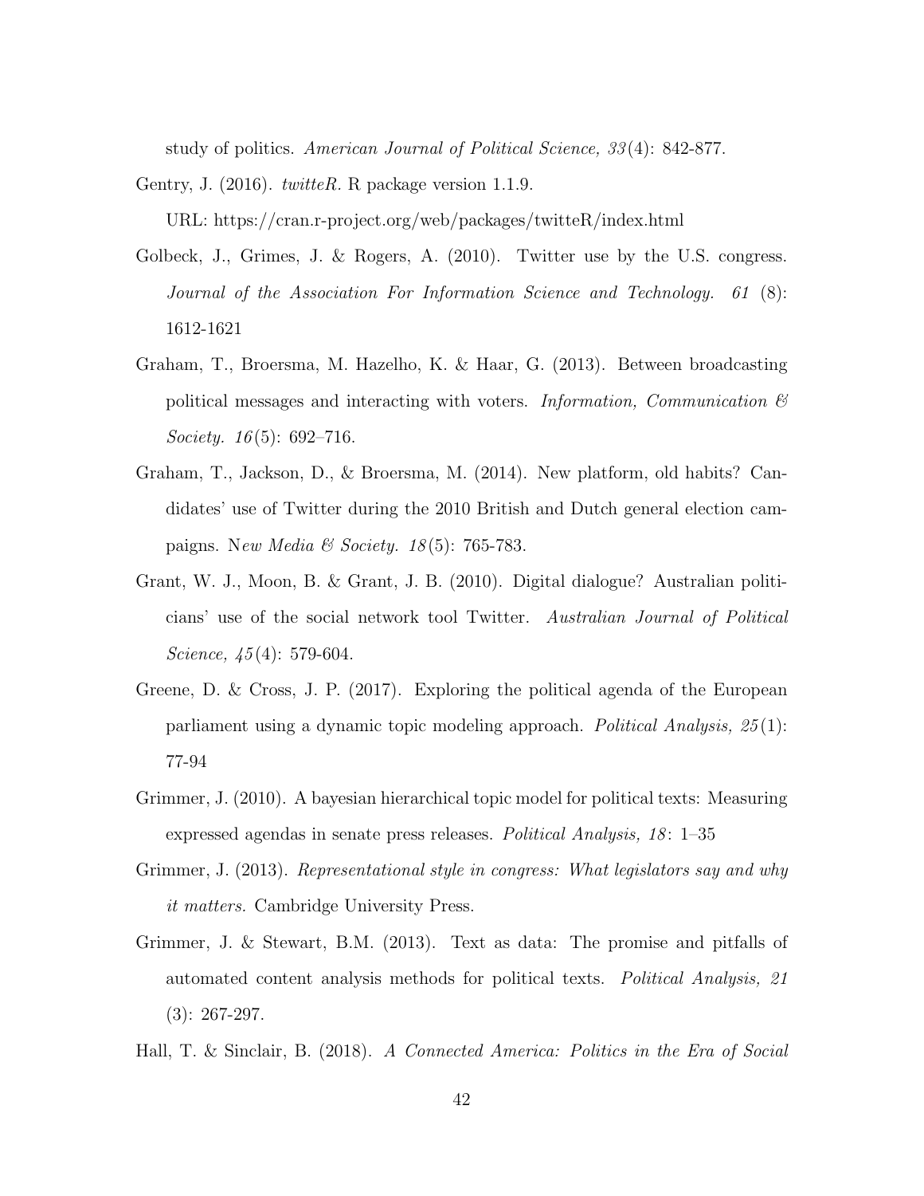study of politics. *American Journal of Political Science, 33*(4): 842-877.

Gentry, J. (2016). *twitteR.* R package version 1.1.9.
URL: https://cran.r-project.org/web/packages/twitteR/index.html

Golbeck, J., Grimes, J. & Rogers, A. (2010). Twitter use by the U.S. congress. *Journal of the Association For Information Science and Technology. 61* (8): 1612-1621

Graham, T., Broersma, M. Hazelho, K. & Haar, G. (2013). Between broadcasting political messages and interacting with voters. *Information, Communication & Society. 16*(5): 692–716.

Graham, T., Jackson, D., & Broersma, M. (2014). New platform, old habits? Candidates' use of Twitter during the 2010 British and Dutch general election campaigns. N*ew Media & Society. 18*(5): 765-783.

Grant, W. J., Moon, B. & Grant, J. B. (2010). Digital dialogue? Australian politicians' use of the social network tool Twitter. *Australian Journal of Political Science, 45*(4): 579-604.

Greene, D. & Cross, J. P. (2017). Exploring the political agenda of the European parliament using a dynamic topic modeling approach. *Political Analysis, 25*(1): 77-94

Grimmer, J. (2010). A bayesian hierarchical topic model for political texts: Measuring expressed agendas in senate press releases. *Political Analysis, 18*: 1–35

Grimmer, J. (2013). *Representational style in congress: What legislators say and why it matters.* Cambridge University Press.

Grimmer, J. & Stewart, B.M. (2013). Text as data: The promise and pitfalls of automated content analysis methods for political texts. *Political Analysis, 21* (3): 267-297.

Hall, T. & Sinclair, B. (2018). *A Connected America: Politics in the Era of Social*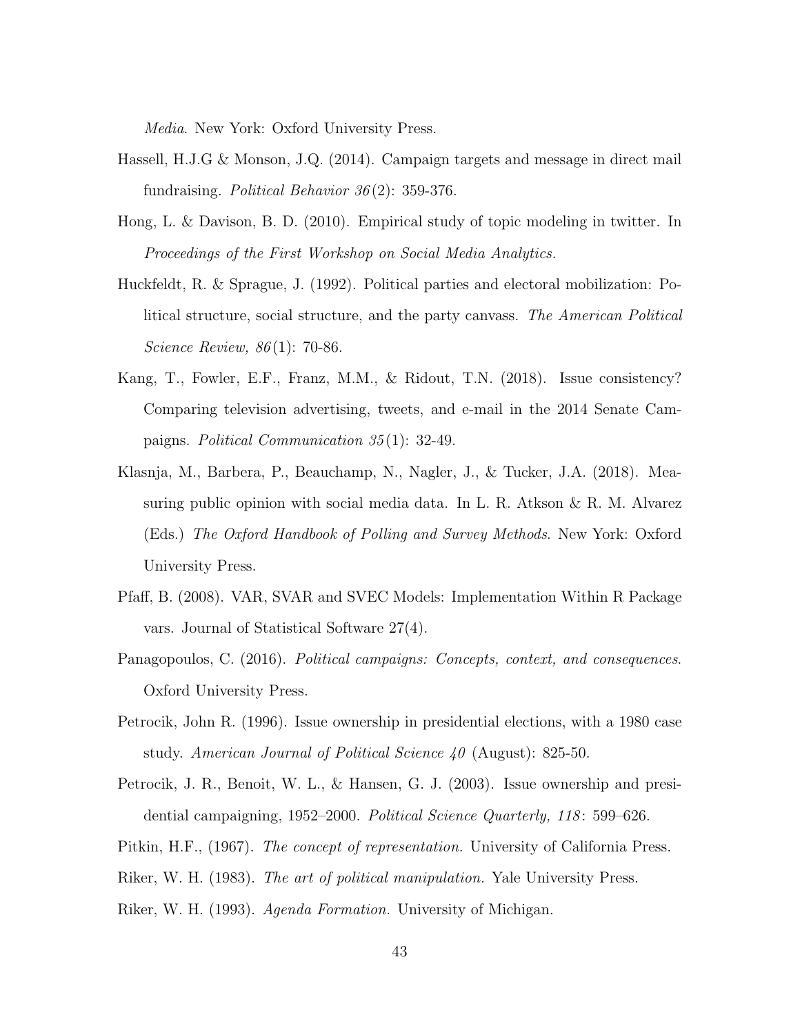*Media*. New York: Oxford University Press.

Hassell, H.J.G & Monson, J.Q. (2014). Campaign targets and message in direct mail fundraising. *Political Behavior 36*(2): 359-376.

Hong, L. & Davison, B. D. (2010). Empirical study of topic modeling in twitter. In *Proceedings of the First Workshop on Social Media Analytics.*

Huckfeldt, R. & Sprague, J. (1992). Political parties and electoral mobilization: Political structure, social structure, and the party canvass. *The American Political Science Review, 86*(1): 70-86.

Kang, T., Fowler, E.F., Franz, M.M., & Ridout, T.N. (2018). Issue consistency? Comparing television advertising, tweets, and e-mail in the 2014 Senate Campaigns. *Political Communication 35*(1): 32-49.

Klasnja, M., Barbera, P., Beauchamp, N., Nagler, J., & Tucker, J.A. (2018). Measuring public opinion with social media data. In L. R. Atkson & R. M. Alvarez (Eds.) *The Oxford Handbook of Polling and Survey Methods*. New York: Oxford University Press.

Pfaff, B. (2008). VAR, SVAR and SVEC Models: Implementation Within R Package vars. Journal of Statistical Software 27(4).

Panagopoulos, C. (2016). *Political campaigns: Concepts, context, and consequences.* Oxford University Press.

Petrocik, John R. (1996). Issue ownership in presidential elections, with a 1980 case study. *American Journal of Political Science 40* (August): 825-50.

Petrocik, J. R., Benoit, W. L., & Hansen, G. J. (2003). Issue ownership and presidential campaigning, 1952–2000. *Political Science Quarterly, 118*: 599–626.

Pitkin, H.F., (1967). *The concept of representation.* University of California Press.

Riker, W. H. (1983). *The art of political manipulation.* Yale University Press.

Riker, W. H. (1993). *Agenda Formation.* University of Michigan.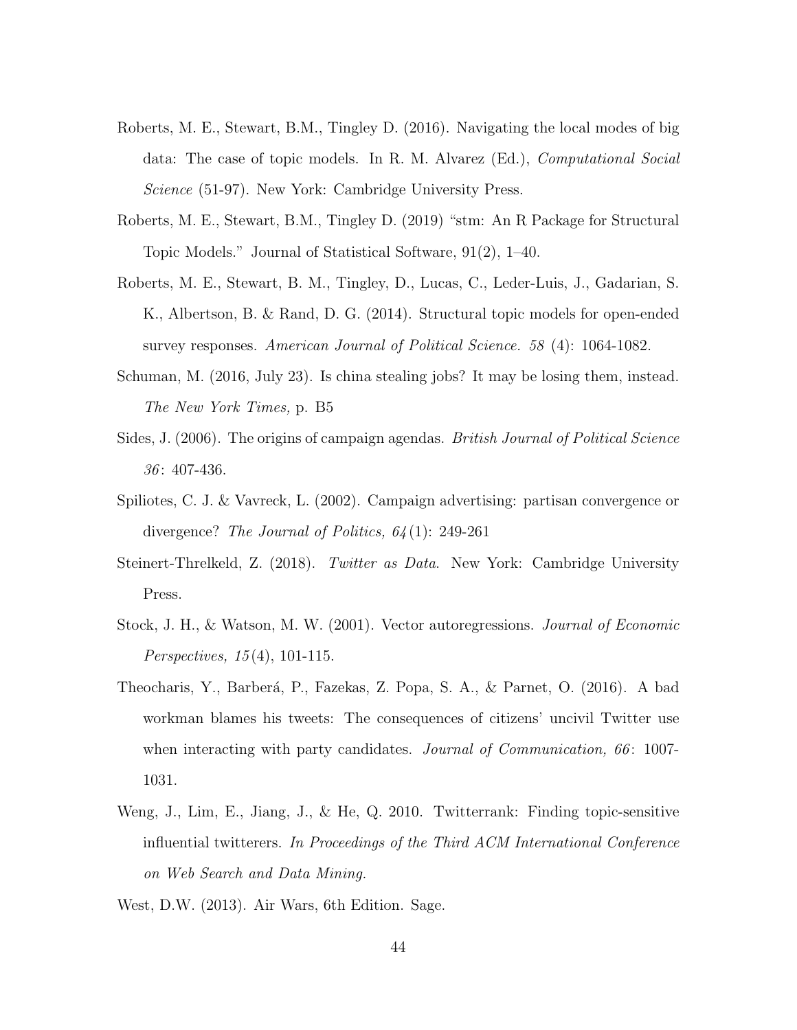Roberts, M. E., Stewart, B.M., Tingley D. (2016). Navigating the local modes of big data: The case of topic models. In R. M. Alvarez (Ed.), *Computational Social Science* (51-97). New York: Cambridge University Press.

Roberts, M. E., Stewart, B.M., Tingley D. (2019) "stm: An R Package for Structural Topic Models." Journal of Statistical Software, 91(2), 1–40.

Roberts, M. E., Stewart, B. M., Tingley, D., Lucas, C., Leder-Luis, J., Gadarian, S. K., Albertson, B. & Rand, D. G. (2014). Structural topic models for open-ended survey responses. *American Journal of Political Science. 58* (4): 1064-1082.

Schuman, M. (2016, July 23). Is china stealing jobs? It may be losing them, instead. *The New York Times,* p. B5

Sides, J. (2006). The origins of campaign agendas. *British Journal of Political Science 36*: 407-436.

Spiliotes, C. J. & Vavreck, L. (2002). Campaign advertising: partisan convergence or divergence? *The Journal of Politics, 64*(1): 249-261

Steinert-Threlkeld, Z. (2018). *Twitter as Data*. New York: Cambridge University Press.

Stock, J. H., & Watson, M. W. (2001). Vector autoregressions. *Journal of Economic Perspectives, 15*(4), 101-115.

Theocharis, Y., Barberá, P., Fazekas, Z. Popa, S. A., & Parnet, O. (2016). A bad workman blames his tweets: The consequences of citizens' uncivil Twitter use when interacting with party candidates. *Journal of Communication, 66*: 1007-1031.

Weng, J., Lim, E., Jiang, J., & He, Q. 2010. Twitterrank: Finding topic-sensitive influential twitterers. *In Proceedings of the Third ACM International Conference on Web Search and Data Mining.*

West, D.W. (2013). Air Wars, 6th Edition. Sage.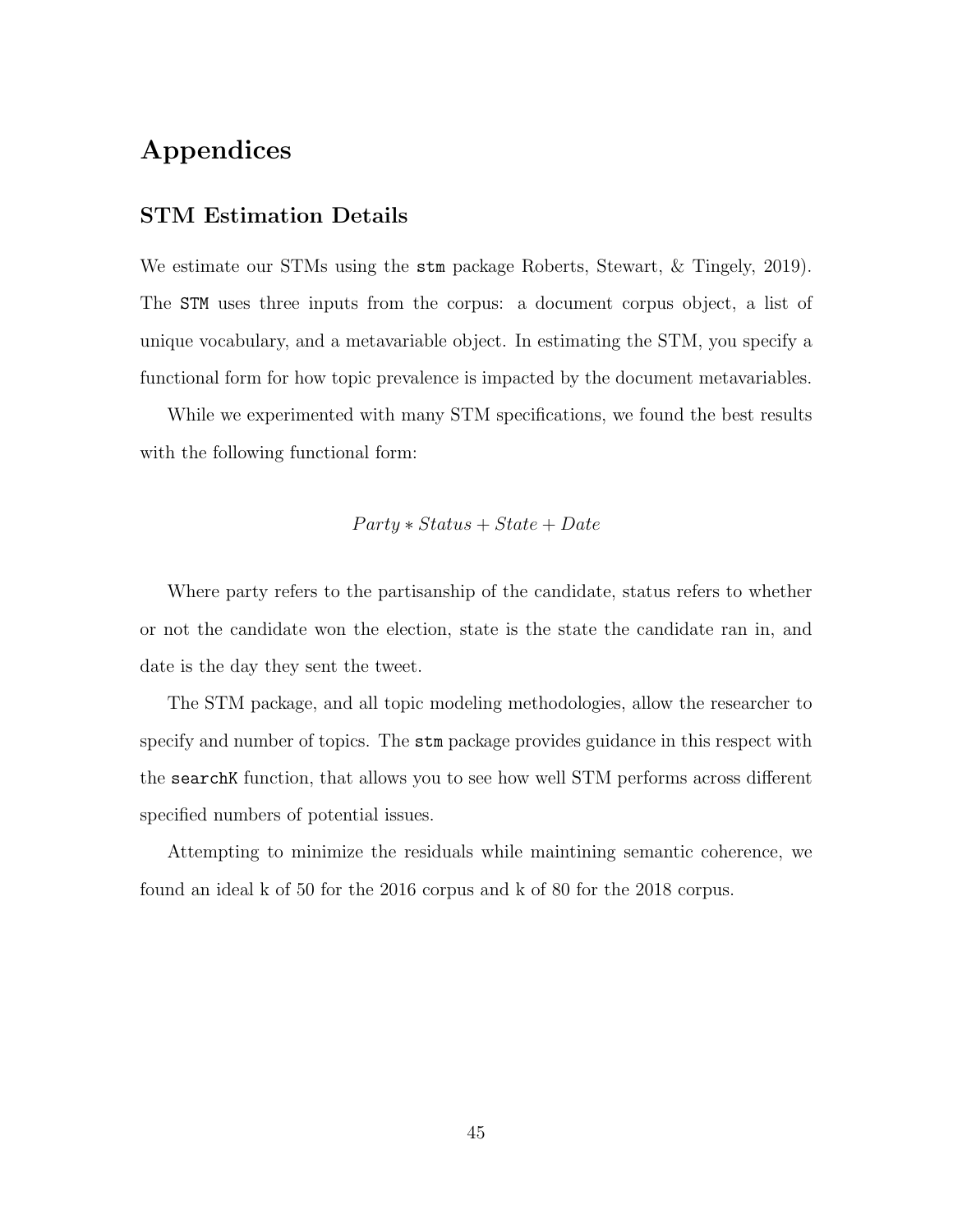# Appendices

## STM Estimation Details

We estimate our STMs using the `stm` package Roberts, Stewart, & Tingely, 2019). The `STM` uses three inputs from the corpus: a document corpus object, a list of unique vocabulary, and a metavariable object. In estimating the STM, you specify a functional form for how topic prevalence is impacted by the document metavariables.

While we experimented with many STM specifications, we found the best results with the following functional form:

$$Party * Status + State + Date$$

Where party refers to the partisanship of the candidate, status refers to whether or not the candidate won the election, state is the state the candidate ran in, and date is the day they sent the tweet.

The STM package, and all topic modeling methodologies, allow the researcher to specify and number of topics. The `stm` package provides guidance in this respect with the `searchK` function, that allows you to see how well STM performs across different specified numbers of potential issues.

Attempting to minimize the residuals while maintining semantic coherence, we found an ideal k of 50 for the 2016 corpus and k of 80 for the 2018 corpus.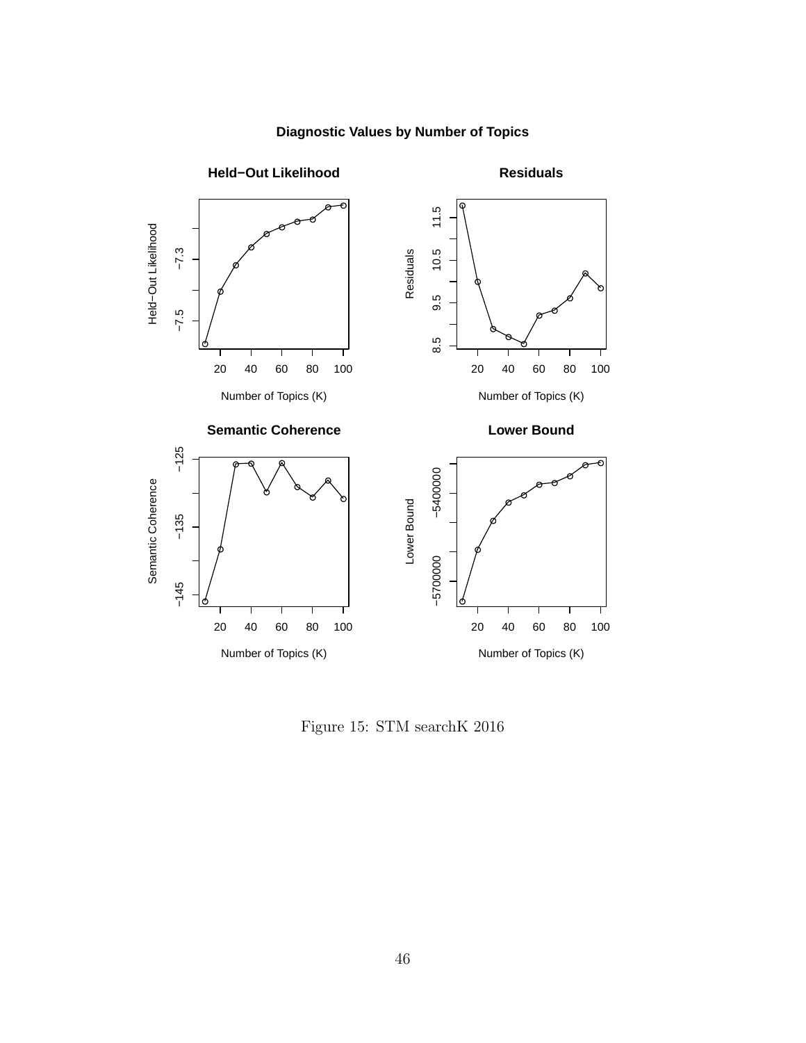Figure 15: STM searchK 2016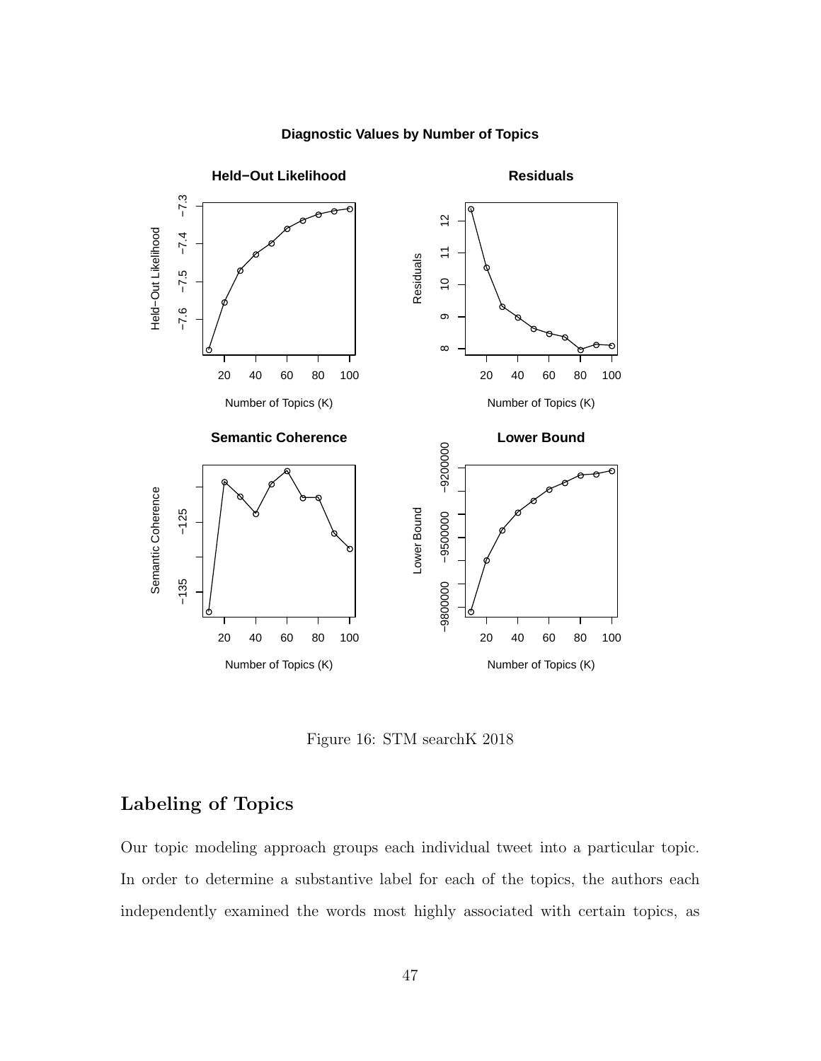Figure 16: STM searchK 2018

## Labeling of Topics

Our topic modeling approach groups each individual tweet into a particular topic. In order to determine a substantive label for each of the topics, the authors each independently examined the words most highly associated with certain topics, as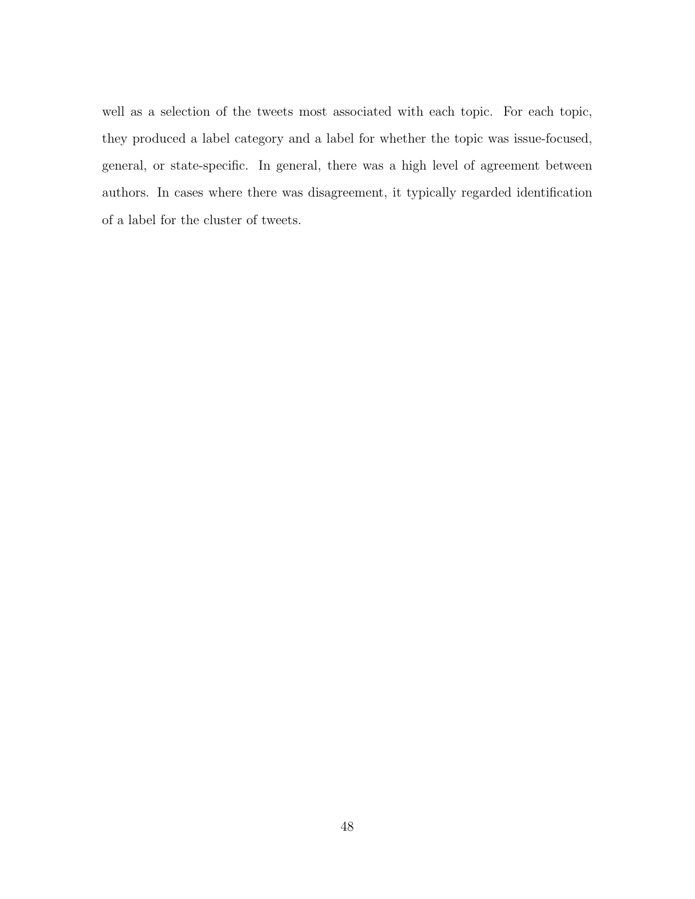well as a selection of the tweets most associated with each topic. For each topic, they produced a label category and a label for whether the topic was issue-focused, general, or state-specific. In general, there was a high level of agreement between authors. In cases where there was disagreement, it typically regarded identification of a label for the cluster of tweets.